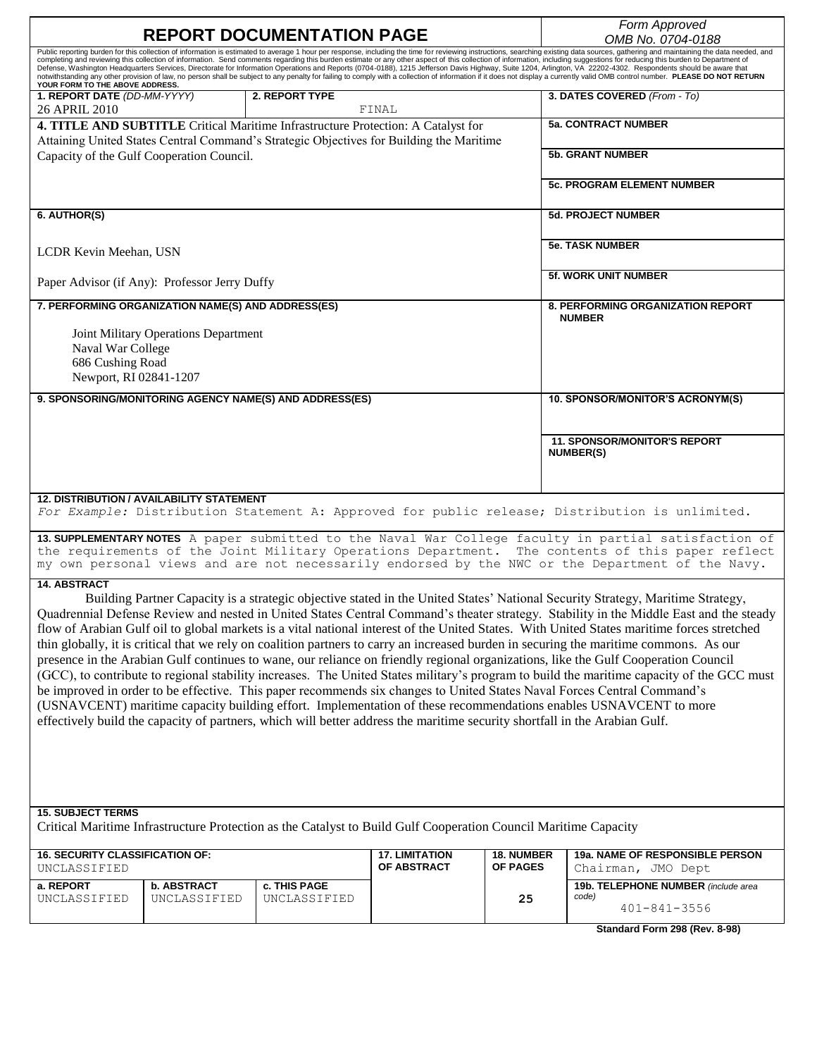# REPORT DOCUMENTATION PAGE

*Form Approved*
*OMB No. 0704-0188*

Public reporting burden for this collection of information is estimated to average 1 hour per response, including the time for reviewing instructions, searching existing data sources, gathering and maintaining the data needed, and completing and reviewing this collection of information. Send comments regarding this burden estimate or any other aspect of this collection of information, including suggestions for reducing this burden to Department of Defense, Washington Headquarters Services, Directorate for Information Operations and Reports (0704-0188), 1215 Jefferson Davis Highway, Suite 1204, Arlington, VA 22202-4302. Respondents should be aware that notwithstanding any other provision of law, no person shall be subject to any penalty for failing to comply with a collection of information if it does not display a currently valid OMB control number. **PLEASE DO NOT RETURN YOUR FORM TO THE ABOVE ADDRESS.**

| **1. REPORT DATE** *(DD-MM-YYYY)* | **2. REPORT TYPE** | **3. DATES COVERED** *(From - To)* |
|---|---|---|
| 26 APRIL 2010 | FINAL | |

**4. TITLE AND SUBTITLE** Critical Maritime Infrastructure Protection: A Catalyst for Attaining United States Central Command's Strategic Objectives for Building the Maritime Capacity of the Gulf Cooperation Council.

**5a. CONTRACT NUMBER**

**5b. GRANT NUMBER**

**5c. PROGRAM ELEMENT NUMBER**

**6. AUTHOR(S)**

LCDR Kevin Meehan, USN

Paper Advisor (if Any): Professor Jerry Duffy

**5d. PROJECT NUMBER**

**5e. TASK NUMBER**

**5f. WORK UNIT NUMBER**

**7. PERFORMING ORGANIZATION NAME(S) AND ADDRESS(ES)**

Joint Military Operations Department
Naval War College
686 Cushing Road
Newport, RI 02841-1207

**8. PERFORMING ORGANIZATION REPORT NUMBER**

**9. SPONSORING/MONITORING AGENCY NAME(S) AND ADDRESS(ES)**

**10. SPONSOR/MONITOR'S ACRONYM(S)**

**11. SPONSOR/MONITOR'S REPORT NUMBER(S)**

**12. DISTRIBUTION / AVAILABILITY STATEMENT**
*For Example:* Distribution Statement A: Approved for public release; Distribution is unlimited.

**13. SUPPLEMENTARY NOTES** A paper submitted to the Naval War College faculty in partial satisfaction of the requirements of the Joint Military Operations Department. The contents of this paper reflect my own personal views and are not necessarily endorsed by the NWC or the Department of the Navy.

**14. ABSTRACT**

Building Partner Capacity is a strategic objective stated in the United States' National Security Strategy, Maritime Strategy, Quadrennial Defense Review and nested in United States Central Command's theater strategy. Stability in the Middle East and the steady flow of Arabian Gulf oil to global markets is a vital national interest of the United States. With United States maritime forces stretched thin globally, it is critical that we rely on coalition partners to carry an increased burden in securing the maritime commons. As our presence in the Arabian Gulf continues to wane, our reliance on friendly regional organizations, like the Gulf Cooperation Council (GCC), to contribute to regional stability increases. The United States military's program to build the maritime capacity of the GCC must be improved in order to be effective. This paper recommends six changes to United States Naval Forces Central Command's (USNAVCENT) maritime capacity building effort. Implementation of these recommendations enables USNAVCENT to more effectively build the capacity of partners, which will better address the maritime security shortfall in the Arabian Gulf.

**15. SUBJECT TERMS**
Critical Maritime Infrastructure Protection as the Catalyst to Build Gulf Cooperation Council Maritime Capacity

| **16. SECURITY CLASSIFICATION OF:** UNCLASSIFIED | | | **17. LIMITATION OF ABSTRACT** | **18. NUMBER OF PAGES** | **19a. NAME OF RESPONSIBLE PERSON** Chairman, JMO Dept |
|---|---|---|---|---|---|
| **a. REPORT** UNCLASSIFIED | **b. ABSTRACT** UNCLASSIFIED | **c. THIS PAGE** UNCLASSIFIED | | 25 | **19b. TELEPHONE NUMBER** *(include area code)* 401-841-3556 |

**Standard Form 298 (Rev. 8-98)**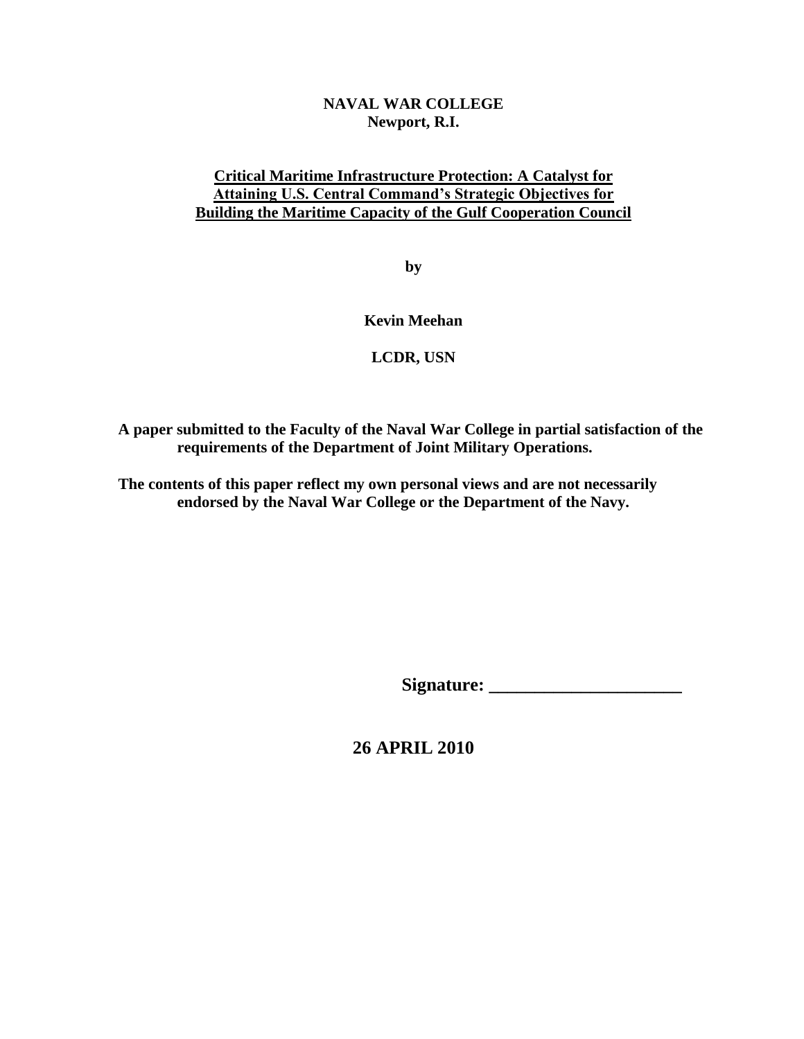**NAVAL WAR COLLEGE**
**Newport, R.I.**

**Critical Maritime Infrastructure Protection: A Catalyst for Attaining U.S. Central Command's Strategic Objectives for Building the Maritime Capacity of the Gulf Cooperation Council**

**by**

**Kevin Meehan**

**LCDR, USN**

**A paper submitted to the Faculty of the Naval War College in partial satisfaction of the requirements of the Department of Joint Military Operations.**

**The contents of this paper reflect my own personal views and are not necessarily endorsed by the Naval War College or the Department of the Navy.**

**Signature: \_\_\_\_\_\_\_\_\_\_\_\_\_\_\_\_\_\_\_\_\_**

**26 APRIL 2010**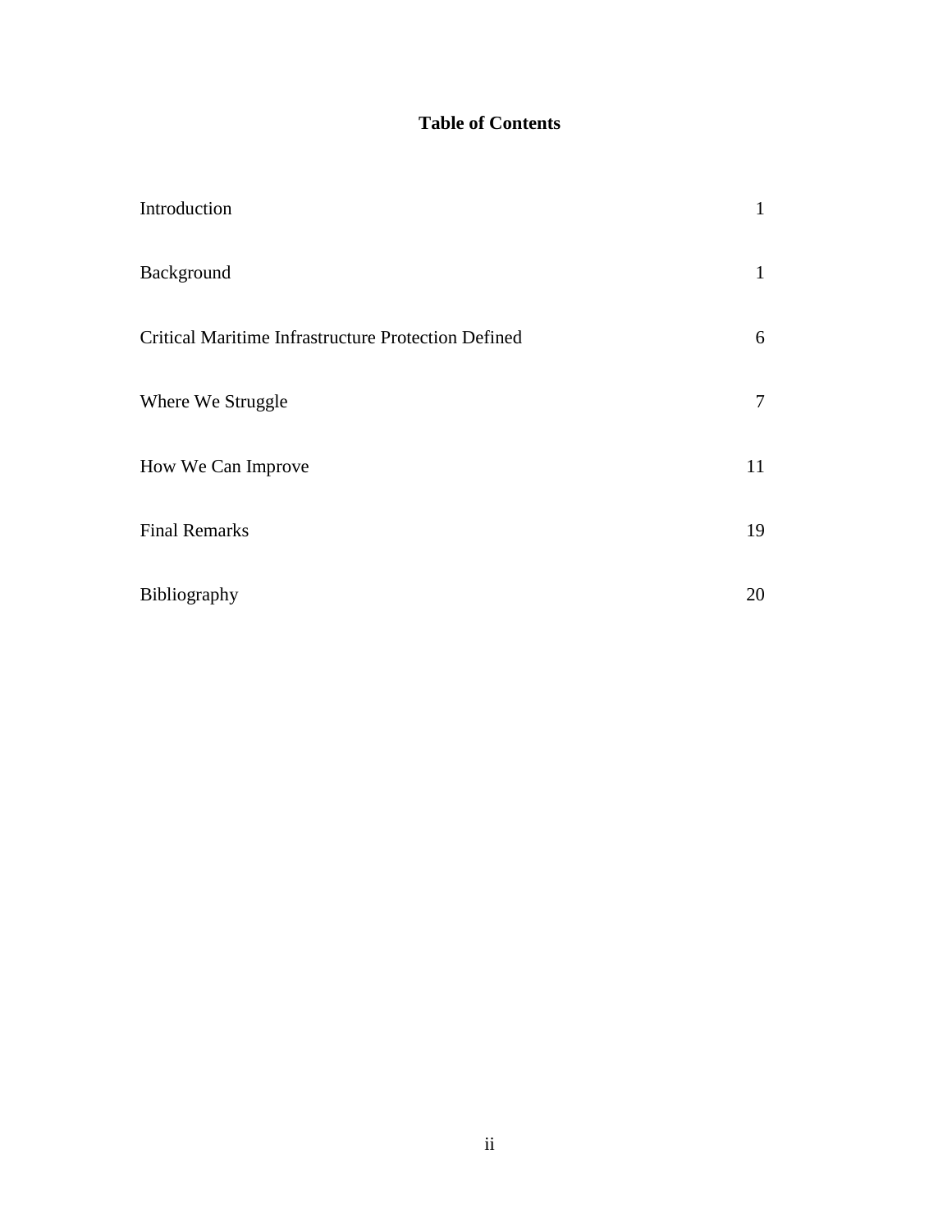## Table of Contents

| | |
|---|---|
| Introduction | 1 |
| Background | 1 |
| Critical Maritime Infrastructure Protection Defined | 6 |
| Where We Struggle | 7 |
| How We Can Improve | 11 |
| Final Remarks | 19 |
| Bibliography | 20 |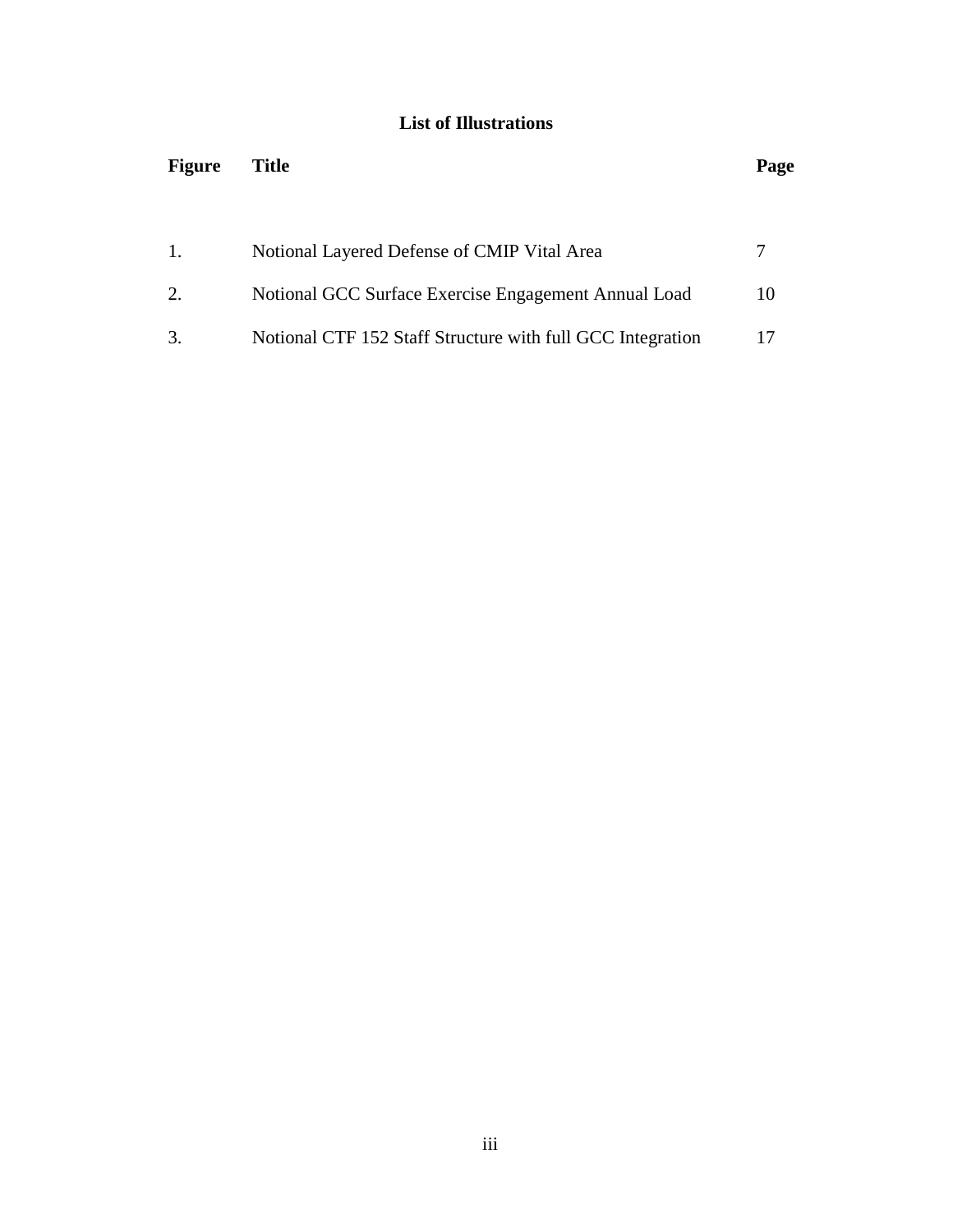## List of Illustrations

| Figure | Title | Page |
|---|---|---|
| 1. | Notional Layered Defense of CMIP Vital Area | 7 |
| 2. | Notional GCC Surface Exercise Engagement Annual Load | 10 |
| 3. | Notional CTF 152 Staff Structure with full GCC Integration | 17 |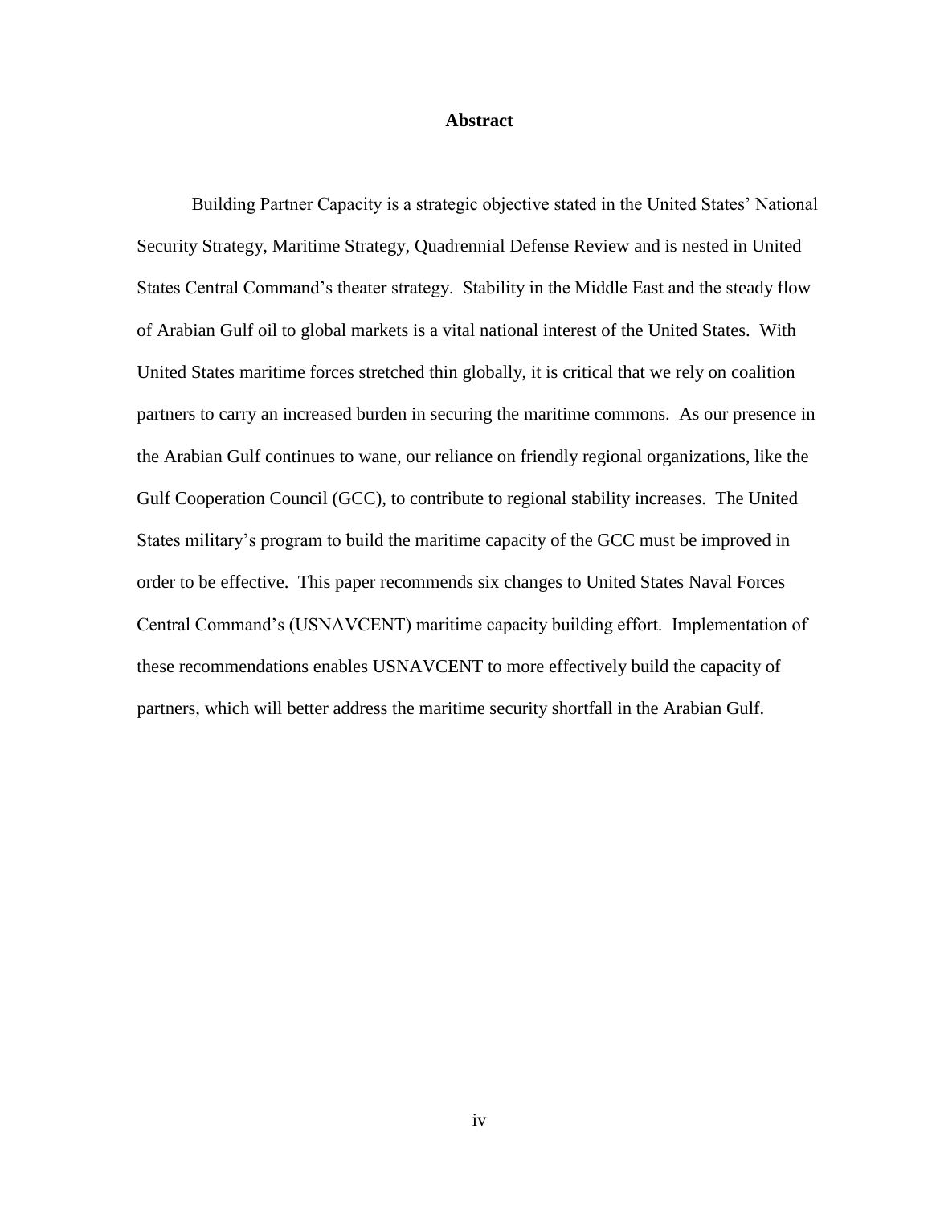# Abstract

Building Partner Capacity is a strategic objective stated in the United States' National Security Strategy, Maritime Strategy, Quadrennial Defense Review and is nested in United States Central Command's theater strategy. Stability in the Middle East and the steady flow of Arabian Gulf oil to global markets is a vital national interest of the United States. With United States maritime forces stretched thin globally, it is critical that we rely on coalition partners to carry an increased burden in securing the maritime commons. As our presence in the Arabian Gulf continues to wane, our reliance on friendly regional organizations, like the Gulf Cooperation Council (GCC), to contribute to regional stability increases. The United States military's program to build the maritime capacity of the GCC must be improved in order to be effective. This paper recommends six changes to United States Naval Forces Central Command's (USNAVCENT) maritime capacity building effort. Implementation of these recommendations enables USNAVCENT to more effectively build the capacity of partners, which will better address the maritime security shortfall in the Arabian Gulf.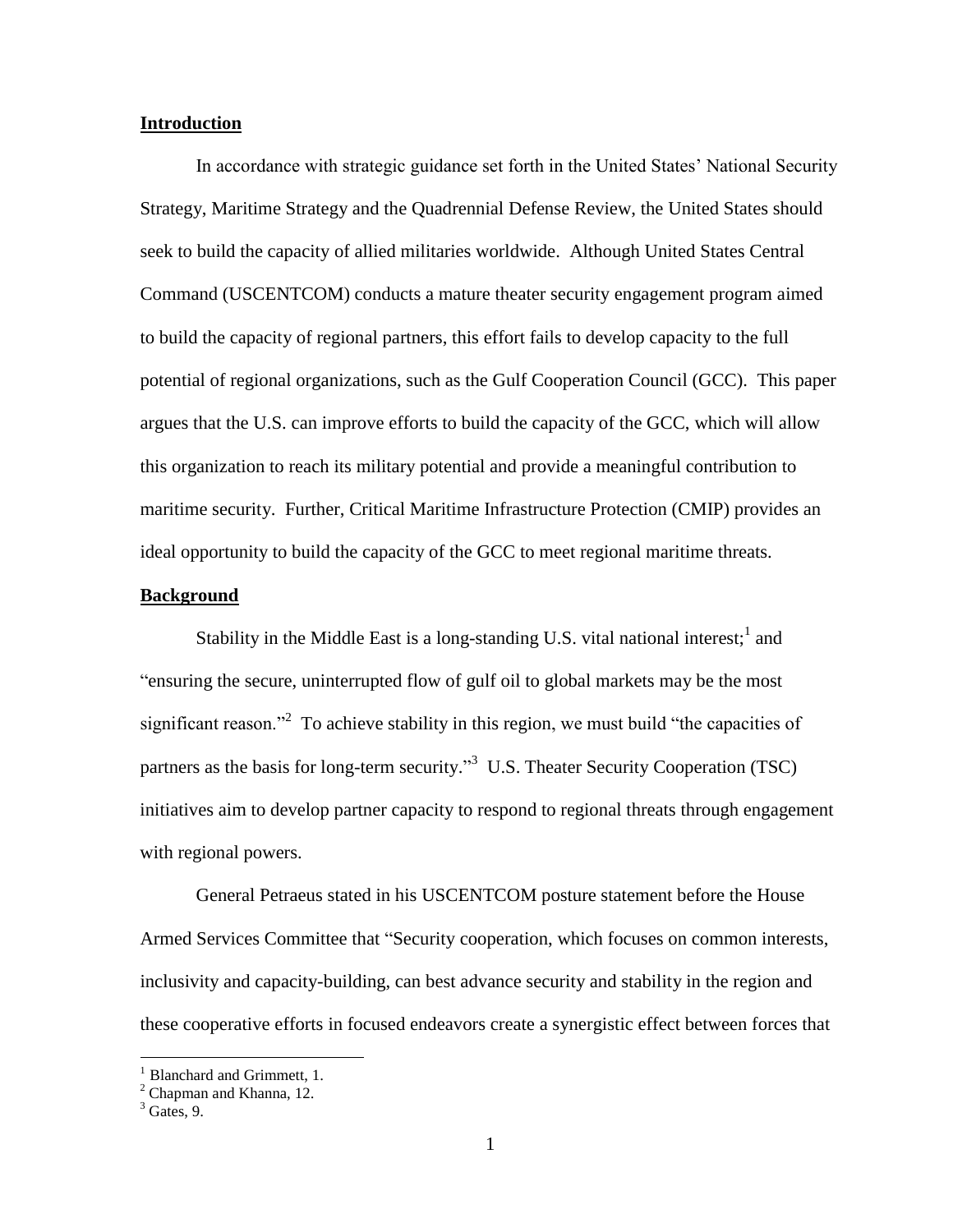## Introduction

In accordance with strategic guidance set forth in the United States' National Security Strategy, Maritime Strategy and the Quadrennial Defense Review, the United States should seek to build the capacity of allied militaries worldwide. Although United States Central Command (USCENTCOM) conducts a mature theater security engagement program aimed to build the capacity of regional partners, this effort fails to develop capacity to the full potential of regional organizations, such as the Gulf Cooperation Council (GCC). This paper argues that the U.S. can improve efforts to build the capacity of the GCC, which will allow this organization to reach its military potential and provide a meaningful contribution to maritime security. Further, Critical Maritime Infrastructure Protection (CMIP) provides an ideal opportunity to build the capacity of the GCC to meet regional maritime threats.

## Background

Stability in the Middle East is a long-standing U.S. vital national interest;[1] and "ensuring the secure, uninterrupted flow of gulf oil to global markets may be the most significant reason."[2] To achieve stability in this region, we must build "the capacities of partners as the basis for long-term security."[3] U.S. Theater Security Cooperation (TSC) initiatives aim to develop partner capacity to respond to regional threats through engagement with regional powers.

General Petraeus stated in his USCENTCOM posture statement before the House Armed Services Committee that "Security cooperation, which focuses on common interests, inclusivity and capacity-building, can best advance security and stability in the region and these cooperative efforts in focused endeavors create a synergistic effect between forces that

[1] Blanchard and Grimmett, 1.
[2] Chapman and Khanna, 12.
[3] Gates, 9.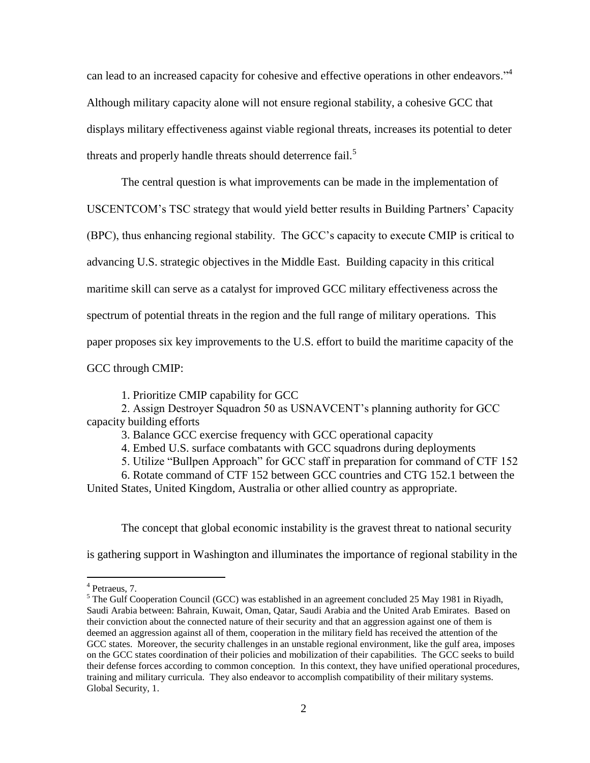can lead to an increased capacity for cohesive and effective operations in other endeavors."[4] Although military capacity alone will not ensure regional stability, a cohesive GCC that displays military effectiveness against viable regional threats, increases its potential to deter threats and properly handle threats should deterrence fail.[5]

The central question is what improvements can be made in the implementation of USCENTCOM's TSC strategy that would yield better results in Building Partners' Capacity (BPC), thus enhancing regional stability. The GCC's capacity to execute CMIP is critical to advancing U.S. strategic objectives in the Middle East. Building capacity in this critical maritime skill can serve as a catalyst for improved GCC military effectiveness across the spectrum of potential threats in the region and the full range of military operations. This paper proposes six key improvements to the U.S. effort to build the maritime capacity of the GCC through CMIP:

1. Prioritize CMIP capability for GCC
2. Assign Destroyer Squadron 50 as USNAVCENT's planning authority for GCC capacity building efforts
3. Balance GCC exercise frequency with GCC operational capacity
4. Embed U.S. surface combatants with GCC squadrons during deployments
5. Utilize "Bullpen Approach" for GCC staff in preparation for command of CTF 152
6. Rotate command of CTF 152 between GCC countries and CTG 152.1 between the United States, United Kingdom, Australia or other allied country as appropriate.

The concept that global economic instability is the gravest threat to national security is gathering support in Washington and illuminates the importance of regional stability in the

---

[4] Petraeus, 7.

[5] The Gulf Cooperation Council (GCC) was established in an agreement concluded 25 May 1981 in Riyadh, Saudi Arabia between: Bahrain, Kuwait, Oman, Qatar, Saudi Arabia and the United Arab Emirates. Based on their conviction about the connected nature of their security and that an aggression against one of them is deemed an aggression against all of them, cooperation in the military field has received the attention of the GCC states. Moreover, the security challenges in an unstable regional environment, like the gulf area, imposes on the GCC states coordination of their policies and mobilization of their capabilities. The GCC seeks to build their defense forces according to common conception. In this context, they have unified operational procedures, training and military curricula. They also endeavor to accomplish compatibility of their military systems. Global Security, 1.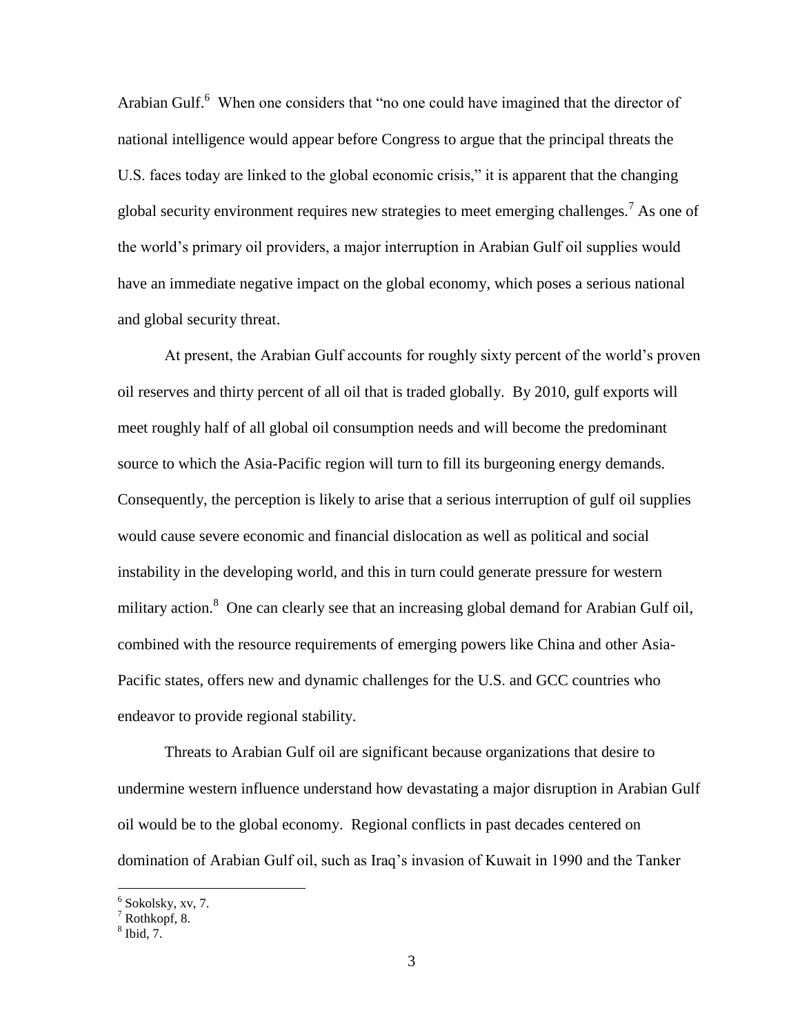Arabian Gulf.[6] When one considers that "no one could have imagined that the director of national intelligence would appear before Congress to argue that the principal threats the U.S. faces today are linked to the global economic crisis," it is apparent that the changing global security environment requires new strategies to meet emerging challenges.[7] As one of the world's primary oil providers, a major interruption in Arabian Gulf oil supplies would have an immediate negative impact on the global economy, which poses a serious national and global security threat.

At present, the Arabian Gulf accounts for roughly sixty percent of the world's proven oil reserves and thirty percent of all oil that is traded globally. By 2010, gulf exports will meet roughly half of all global oil consumption needs and will become the predominant source to which the Asia-Pacific region will turn to fill its burgeoning energy demands. Consequently, the perception is likely to arise that a serious interruption of gulf oil supplies would cause severe economic and financial dislocation as well as political and social instability in the developing world, and this in turn could generate pressure for western military action.[8] One can clearly see that an increasing global demand for Arabian Gulf oil, combined with the resource requirements of emerging powers like China and other Asia-Pacific states, offers new and dynamic challenges for the U.S. and GCC countries who endeavor to provide regional stability.

Threats to Arabian Gulf oil are significant because organizations that desire to undermine western influence understand how devastating a major disruption in Arabian Gulf oil would be to the global economy. Regional conflicts in past decades centered on domination of Arabian Gulf oil, such as Iraq's invasion of Kuwait in 1990 and the Tanker

---

[6] Sokolsky, xv, 7.

[7] Rothkopf, 8.

[8] Ibid, 7.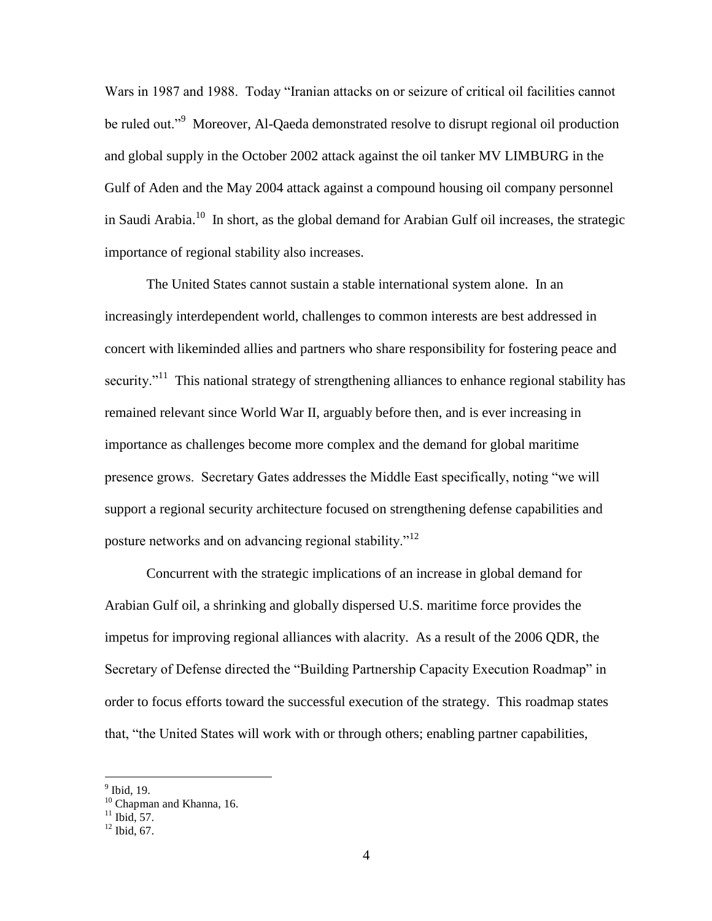Wars in 1987 and 1988. Today "Iranian attacks on or seizure of critical oil facilities cannot be ruled out."[9] Moreover, Al-Qaeda demonstrated resolve to disrupt regional oil production and global supply in the October 2002 attack against the oil tanker MV LIMBURG in the Gulf of Aden and the May 2004 attack against a compound housing oil company personnel in Saudi Arabia.[10] In short, as the global demand for Arabian Gulf oil increases, the strategic importance of regional stability also increases.

The United States cannot sustain a stable international system alone. In an increasingly interdependent world, challenges to common interests are best addressed in concert with likeminded allies and partners who share responsibility for fostering peace and security."[11] This national strategy of strengthening alliances to enhance regional stability has remained relevant since World War II, arguably before then, and is ever increasing in importance as challenges become more complex and the demand for global maritime presence grows. Secretary Gates addresses the Middle East specifically, noting "we will support a regional security architecture focused on strengthening defense capabilities and posture networks and on advancing regional stability."[12]

Concurrent with the strategic implications of an increase in global demand for Arabian Gulf oil, a shrinking and globally dispersed U.S. maritime force provides the impetus for improving regional alliances with alacrity. As a result of the 2006 QDR, the Secretary of Defense directed the "Building Partnership Capacity Execution Roadmap" in order to focus efforts toward the successful execution of the strategy. This roadmap states that, "the United States will work with or through others; enabling partner capabilities,

---

[9] Ibid, 19.
[10] Chapman and Khanna, 16.
[11] Ibid, 57.
[12] Ibid, 67.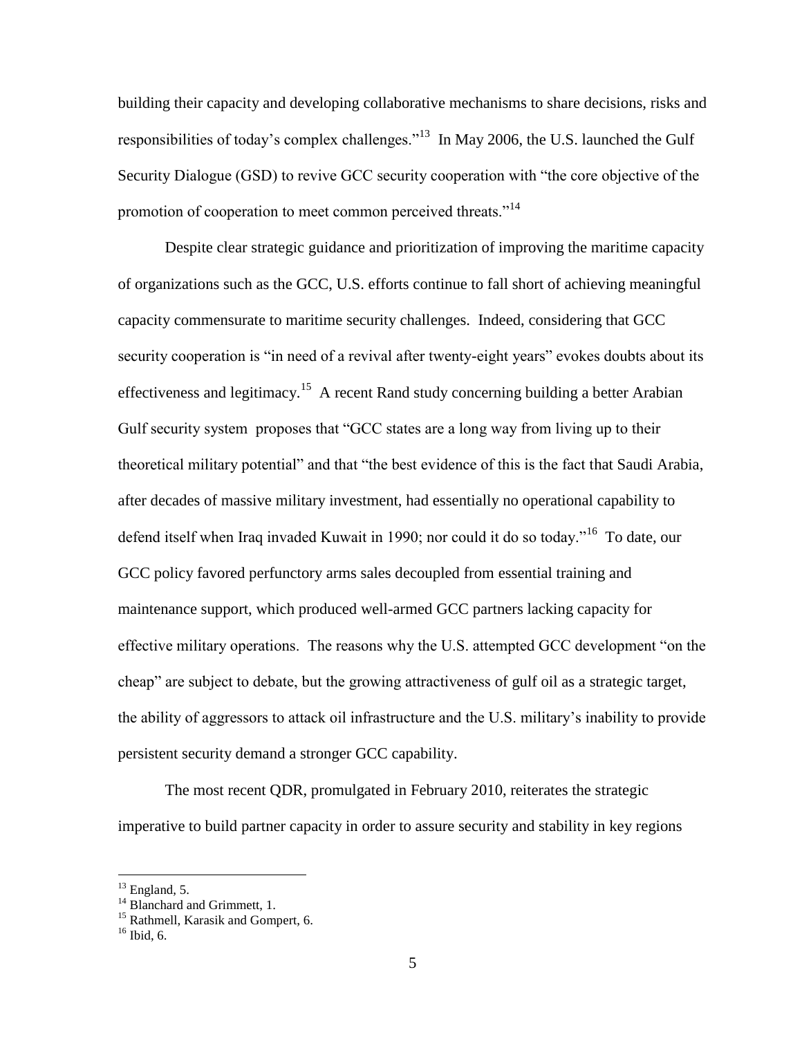building their capacity and developing collaborative mechanisms to share decisions, risks and responsibilities of today's complex challenges."[13] In May 2006, the U.S. launched the Gulf Security Dialogue (GSD) to revive GCC security cooperation with "the core objective of the promotion of cooperation to meet common perceived threats."[14]

Despite clear strategic guidance and prioritization of improving the maritime capacity of organizations such as the GCC, U.S. efforts continue to fall short of achieving meaningful capacity commensurate to maritime security challenges. Indeed, considering that GCC security cooperation is "in need of a revival after twenty-eight years" evokes doubts about its effectiveness and legitimacy.[15] A recent Rand study concerning building a better Arabian Gulf security system proposes that "GCC states are a long way from living up to their theoretical military potential" and that "the best evidence of this is the fact that Saudi Arabia, after decades of massive military investment, had essentially no operational capability to defend itself when Iraq invaded Kuwait in 1990; nor could it do so today."[16] To date, our GCC policy favored perfunctory arms sales decoupled from essential training and maintenance support, which produced well-armed GCC partners lacking capacity for effective military operations. The reasons why the U.S. attempted GCC development "on the cheap" are subject to debate, but the growing attractiveness of gulf oil as a strategic target, the ability of aggressors to attack oil infrastructure and the U.S. military's inability to provide persistent security demand a stronger GCC capability.

The most recent QDR, promulgated in February 2010, reiterates the strategic imperative to build partner capacity in order to assure security and stability in key regions

---

[13] England, 5.

[14] Blanchard and Grimmett, 1.

[15] Rathmell, Karasik and Gompert, 6.

[16] Ibid, 6.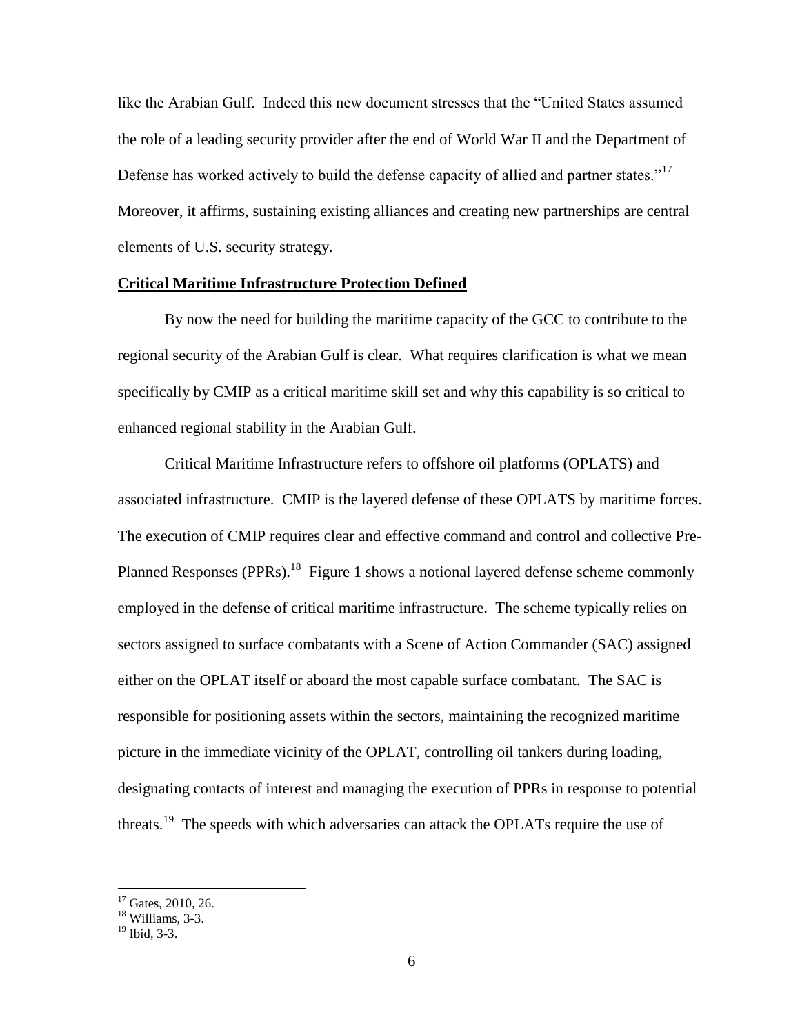like the Arabian Gulf. Indeed this new document stresses that the "United States assumed the role of a leading security provider after the end of World War II and the Department of Defense has worked actively to build the defense capacity of allied and partner states."[17] Moreover, it affirms, sustaining existing alliances and creating new partnerships are central elements of U.S. security strategy.

**Critical Maritime Infrastructure Protection Defined**

By now the need for building the maritime capacity of the GCC to contribute to the regional security of the Arabian Gulf is clear. What requires clarification is what we mean specifically by CMIP as a critical maritime skill set and why this capability is so critical to enhanced regional stability in the Arabian Gulf.

Critical Maritime Infrastructure refers to offshore oil platforms (OPLATS) and associated infrastructure. CMIP is the layered defense of these OPLATS by maritime forces. The execution of CMIP requires clear and effective command and control and collective Pre-Planned Responses (PPRs).[18] Figure 1 shows a notional layered defense scheme commonly employed in the defense of critical maritime infrastructure. The scheme typically relies on sectors assigned to surface combatants with a Scene of Action Commander (SAC) assigned either on the OPLAT itself or aboard the most capable surface combatant. The SAC is responsible for positioning assets within the sectors, maintaining the recognized maritime picture in the immediate vicinity of the OPLAT, controlling oil tankers during loading, designating contacts of interest and managing the execution of PPRs in response to potential threats.[19] The speeds with which adversaries can attack the OPLATs require the use of

---

[17] Gates, 2010, 26.
[18] Williams, 3-3.
[19] Ibid, 3-3.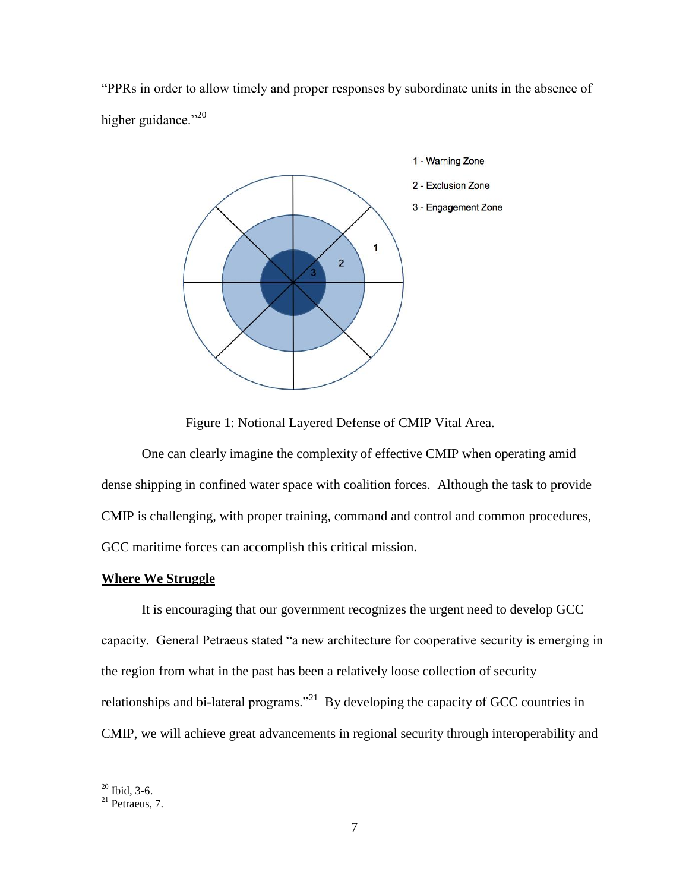"PPRs in order to allow timely and proper responses by subordinate units in the absence of higher guidance."[20]

1 - Warning Zone

2 - Exclusion Zone

3 - Engagement Zone

Figure 1: Notional Layered Defense of CMIP Vital Area.

One can clearly imagine the complexity of effective CMIP when operating amid dense shipping in confined water space with coalition forces. Although the task to provide CMIP is challenging, with proper training, command and control and common procedures, GCC maritime forces can accomplish this critical mission.

## Where We Struggle

It is encouraging that our government recognizes the urgent need to develop GCC capacity. General Petraeus stated "a new architecture for cooperative security is emerging in the region from what in the past has been a relatively loose collection of security relationships and bi-lateral programs."[21] By developing the capacity of GCC countries in CMIP, we will achieve great advancements in regional security through interoperability and

---

[20] Ibid, 3-6.

[21] Petraeus, 7.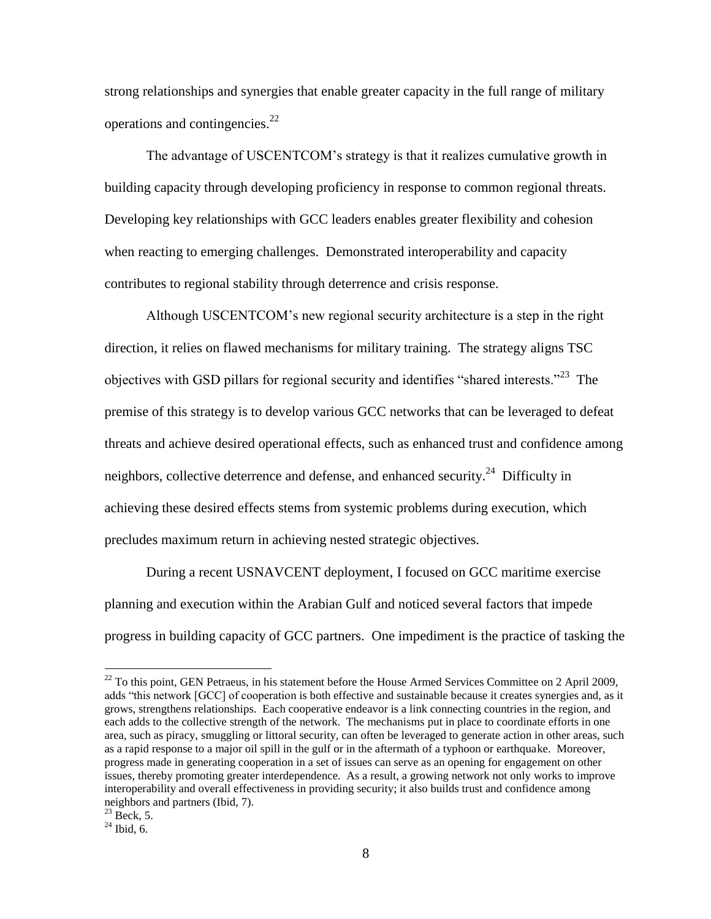strong relationships and synergies that enable greater capacity in the full range of military operations and contingencies.[22]

The advantage of USCENTCOM's strategy is that it realizes cumulative growth in building capacity through developing proficiency in response to common regional threats. Developing key relationships with GCC leaders enables greater flexibility and cohesion when reacting to emerging challenges. Demonstrated interoperability and capacity contributes to regional stability through deterrence and crisis response.

Although USCENTCOM's new regional security architecture is a step in the right direction, it relies on flawed mechanisms for military training. The strategy aligns TSC objectives with GSD pillars for regional security and identifies "shared interests."[23] The premise of this strategy is to develop various GCC networks that can be leveraged to defeat threats and achieve desired operational effects, such as enhanced trust and confidence among neighbors, collective deterrence and defense, and enhanced security.[24] Difficulty in achieving these desired effects stems from systemic problems during execution, which precludes maximum return in achieving nested strategic objectives.

During a recent USNAVCENT deployment, I focused on GCC maritime exercise planning and execution within the Arabian Gulf and noticed several factors that impede progress in building capacity of GCC partners. One impediment is the practice of tasking the

---

[22] To this point, GEN Petraeus, in his statement before the House Armed Services Committee on 2 April 2009, adds "this network [GCC] of cooperation is both effective and sustainable because it creates synergies and, as it grows, strengthens relationships. Each cooperative endeavor is a link connecting countries in the region, and each adds to the collective strength of the network. The mechanisms put in place to coordinate efforts in one area, such as piracy, smuggling or littoral security, can often be leveraged to generate action in other areas, such as a rapid response to a major oil spill in the gulf or in the aftermath of a typhoon or earthquake. Moreover, progress made in generating cooperation in a set of issues can serve as an opening for engagement on other issues, thereby promoting greater interdependence. As a result, a growing network not only works to improve interoperability and overall effectiveness in providing security; it also builds trust and confidence among neighbors and partners (Ibid, 7).

[23] Beck, 5.

[24] Ibid, 6.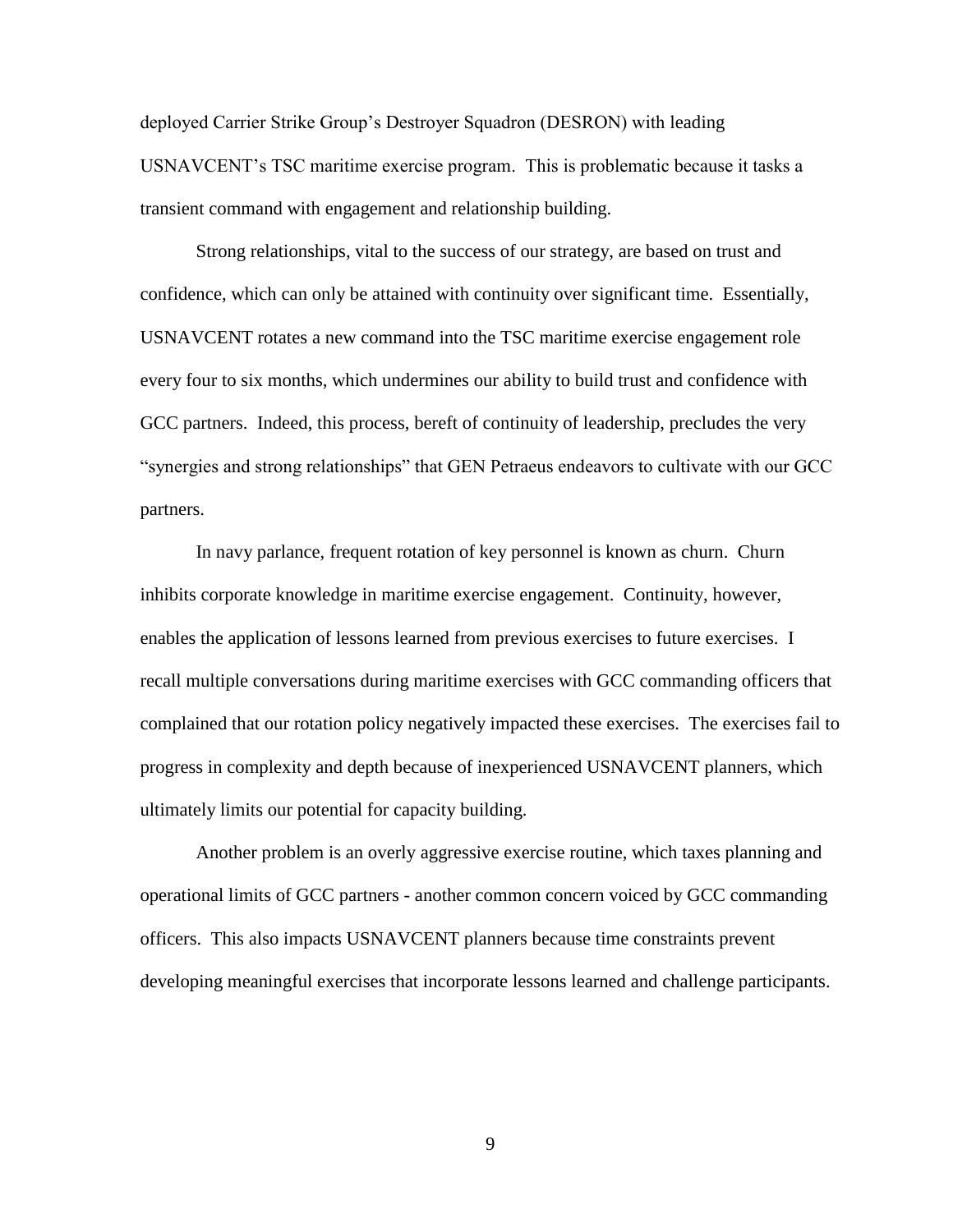deployed Carrier Strike Group's Destroyer Squadron (DESRON) with leading USNAVCENT's TSC maritime exercise program. This is problematic because it tasks a transient command with engagement and relationship building.

Strong relationships, vital to the success of our strategy, are based on trust and confidence, which can only be attained with continuity over significant time. Essentially, USNAVCENT rotates a new command into the TSC maritime exercise engagement role every four to six months, which undermines our ability to build trust and confidence with GCC partners. Indeed, this process, bereft of continuity of leadership, precludes the very "synergies and strong relationships" that GEN Petraeus endeavors to cultivate with our GCC partners.

In navy parlance, frequent rotation of key personnel is known as churn. Churn inhibits corporate knowledge in maritime exercise engagement. Continuity, however, enables the application of lessons learned from previous exercises to future exercises. I recall multiple conversations during maritime exercises with GCC commanding officers that complained that our rotation policy negatively impacted these exercises. The exercises fail to progress in complexity and depth because of inexperienced USNAVCENT planners, which ultimately limits our potential for capacity building.

Another problem is an overly aggressive exercise routine, which taxes planning and operational limits of GCC partners - another common concern voiced by GCC commanding officers. This also impacts USNAVCENT planners because time constraints prevent developing meaningful exercises that incorporate lessons learned and challenge participants.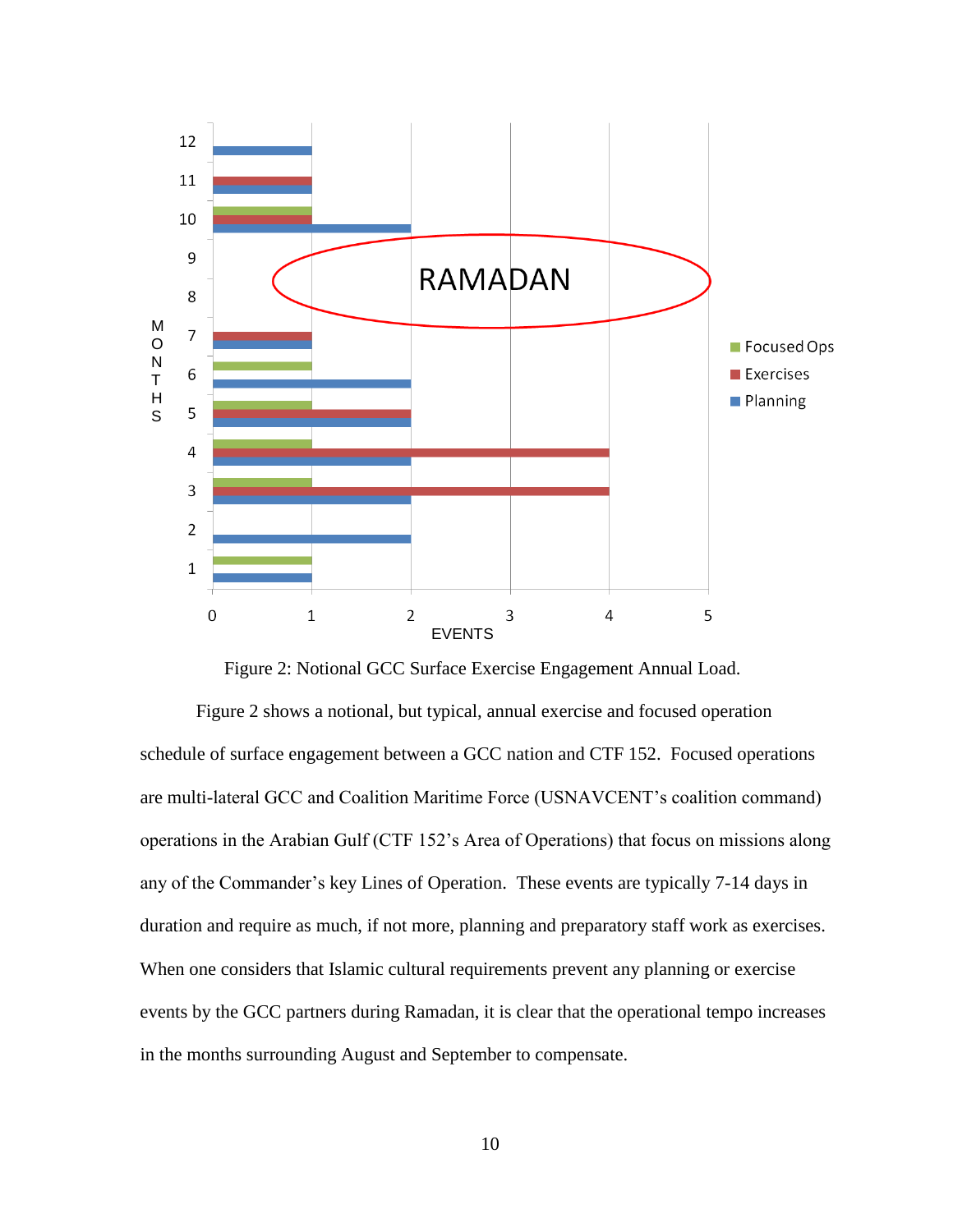Figure 2: Notional GCC Surface Exercise Engagement Annual Load.

Figure 2 shows a notional, but typical, annual exercise and focused operation schedule of surface engagement between a GCC nation and CTF 152. Focused operations are multi-lateral GCC and Coalition Maritime Force (USNAVCENT's coalition command) operations in the Arabian Gulf (CTF 152's Area of Operations) that focus on missions along any of the Commander's key Lines of Operation. These events are typically 7-14 days in duration and require as much, if not more, planning and preparatory staff work as exercises. When one considers that Islamic cultural requirements prevent any planning or exercise events by the GCC partners during Ramadan, it is clear that the operational tempo increases in the months surrounding August and September to compensate.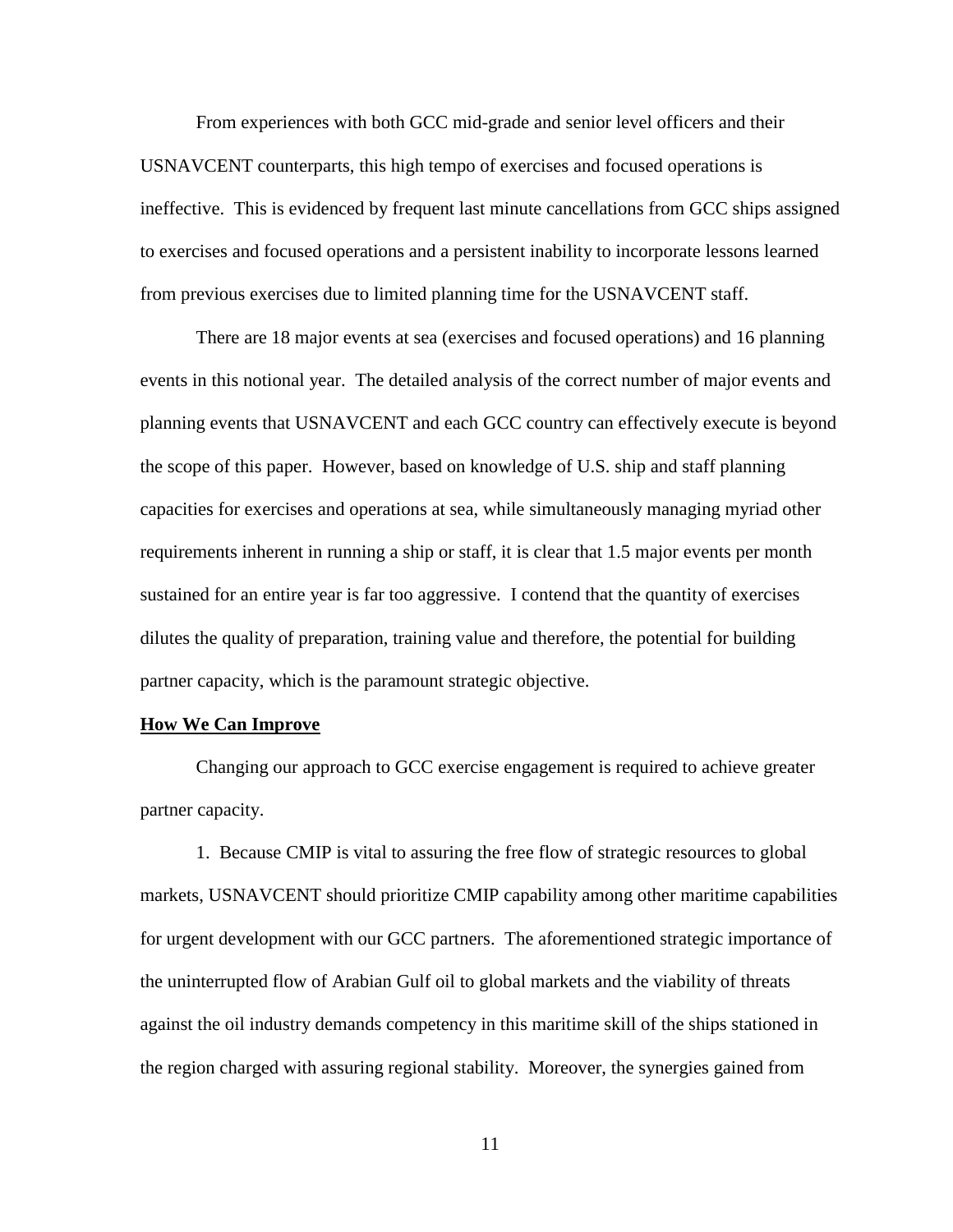From experiences with both GCC mid-grade and senior level officers and their USNAVCENT counterparts, this high tempo of exercises and focused operations is ineffective. This is evidenced by frequent last minute cancellations from GCC ships assigned to exercises and focused operations and a persistent inability to incorporate lessons learned from previous exercises due to limited planning time for the USNAVCENT staff.

There are 18 major events at sea (exercises and focused operations) and 16 planning events in this notional year. The detailed analysis of the correct number of major events and planning events that USNAVCENT and each GCC country can effectively execute is beyond the scope of this paper. However, based on knowledge of U.S. ship and staff planning capacities for exercises and operations at sea, while simultaneously managing myriad other requirements inherent in running a ship or staff, it is clear that 1.5 major events per month sustained for an entire year is far too aggressive. I contend that the quantity of exercises dilutes the quality of preparation, training value and therefore, the potential for building partner capacity, which is the paramount strategic objective.

**How We Can Improve**

Changing our approach to GCC exercise engagement is required to achieve greater partner capacity.

1. Because CMIP is vital to assuring the free flow of strategic resources to global markets, USNAVCENT should prioritize CMIP capability among other maritime capabilities for urgent development with our GCC partners. The aforementioned strategic importance of the uninterrupted flow of Arabian Gulf oil to global markets and the viability of threats against the oil industry demands competency in this maritime skill of the ships stationed in the region charged with assuring regional stability. Moreover, the synergies gained from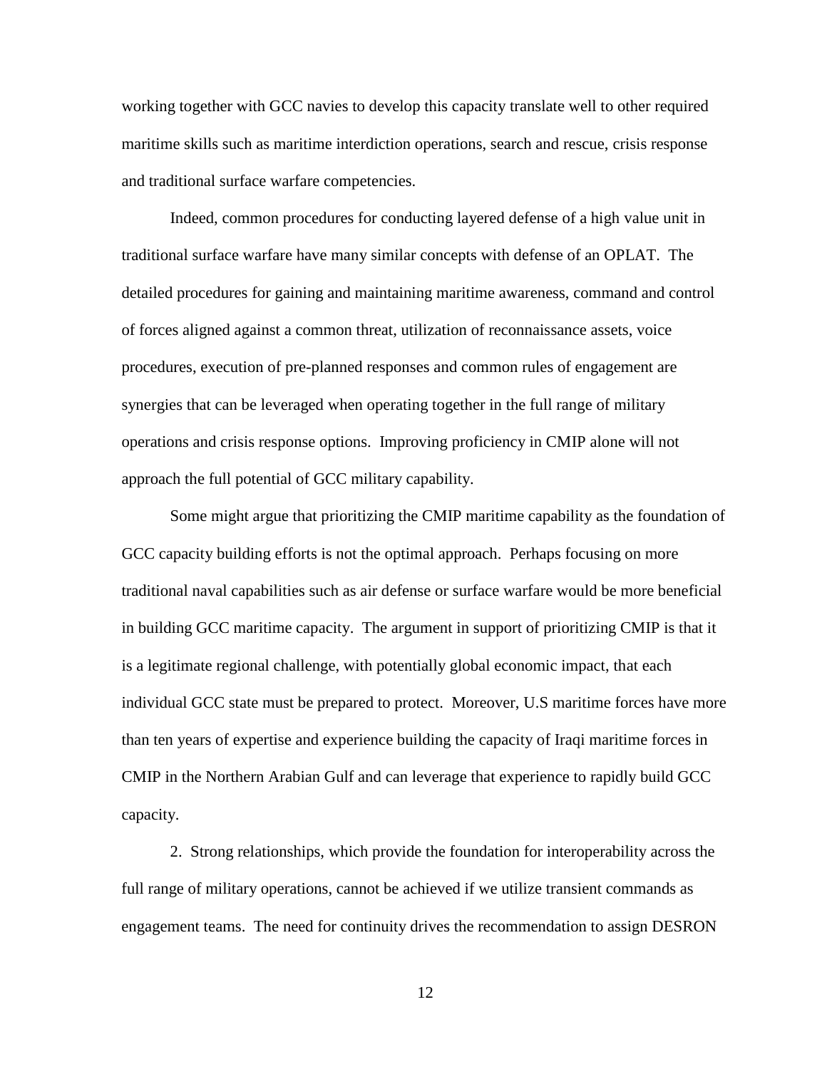working together with GCC navies to develop this capacity translate well to other required maritime skills such as maritime interdiction operations, search and rescue, crisis response and traditional surface warfare competencies.

Indeed, common procedures for conducting layered defense of a high value unit in traditional surface warfare have many similar concepts with defense of an OPLAT. The detailed procedures for gaining and maintaining maritime awareness, command and control of forces aligned against a common threat, utilization of reconnaissance assets, voice procedures, execution of pre-planned responses and common rules of engagement are synergies that can be leveraged when operating together in the full range of military operations and crisis response options. Improving proficiency in CMIP alone will not approach the full potential of GCC military capability.

Some might argue that prioritizing the CMIP maritime capability as the foundation of GCC capacity building efforts is not the optimal approach. Perhaps focusing on more traditional naval capabilities such as air defense or surface warfare would be more beneficial in building GCC maritime capacity. The argument in support of prioritizing CMIP is that it is a legitimate regional challenge, with potentially global economic impact, that each individual GCC state must be prepared to protect. Moreover, U.S maritime forces have more than ten years of expertise and experience building the capacity of Iraqi maritime forces in CMIP in the Northern Arabian Gulf and can leverage that experience to rapidly build GCC capacity.

2. Strong relationships, which provide the foundation for interoperability across the full range of military operations, cannot be achieved if we utilize transient commands as engagement teams. The need for continuity drives the recommendation to assign DESRON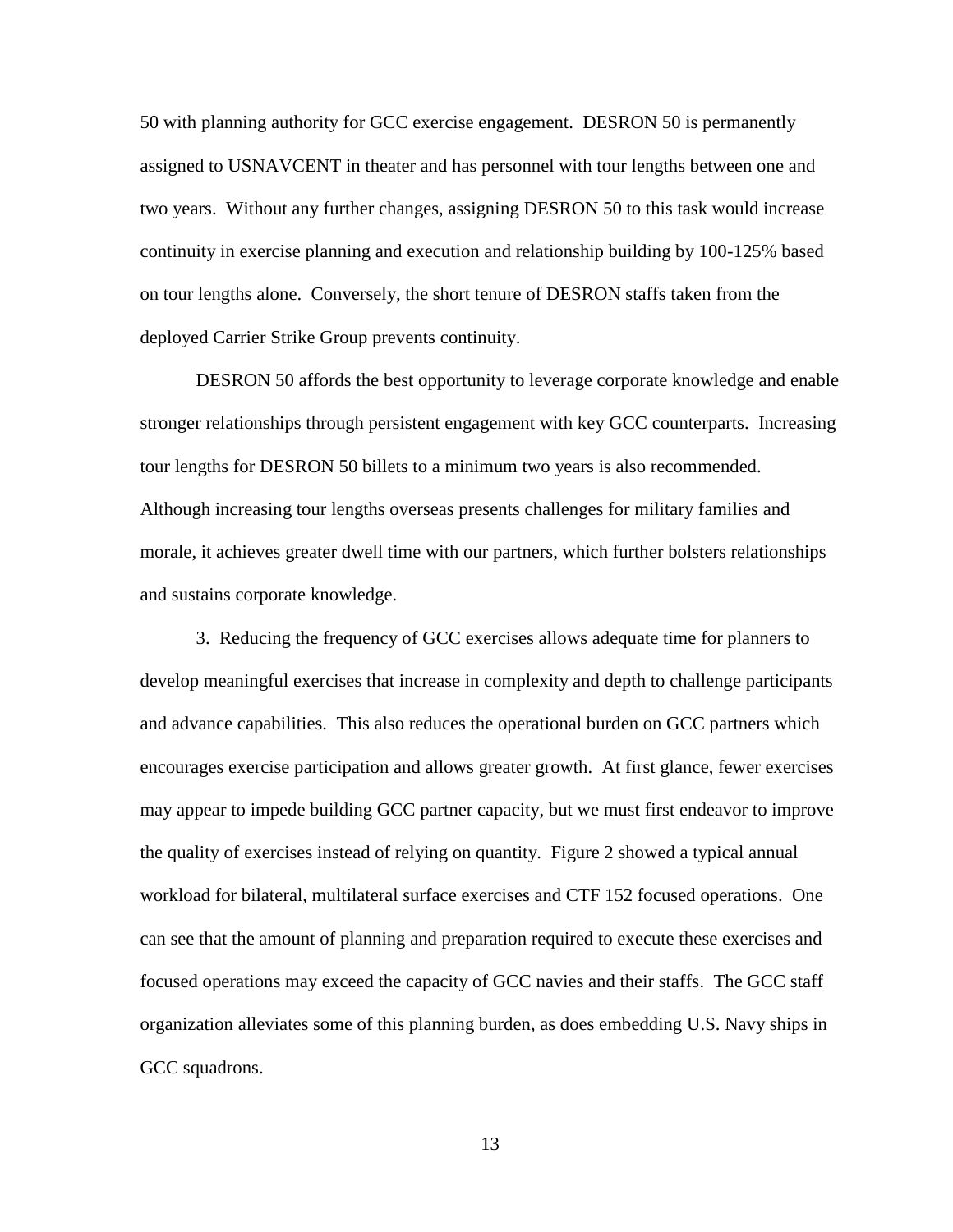50 with planning authority for GCC exercise engagement. DESRON 50 is permanently assigned to USNAVCENT in theater and has personnel with tour lengths between one and two years. Without any further changes, assigning DESRON 50 to this task would increase continuity in exercise planning and execution and relationship building by 100-125% based on tour lengths alone. Conversely, the short tenure of DESRON staffs taken from the deployed Carrier Strike Group prevents continuity.

DESRON 50 affords the best opportunity to leverage corporate knowledge and enable stronger relationships through persistent engagement with key GCC counterparts. Increasing tour lengths for DESRON 50 billets to a minimum two years is also recommended. Although increasing tour lengths overseas presents challenges for military families and morale, it achieves greater dwell time with our partners, which further bolsters relationships and sustains corporate knowledge.

3. Reducing the frequency of GCC exercises allows adequate time for planners to develop meaningful exercises that increase in complexity and depth to challenge participants and advance capabilities. This also reduces the operational burden on GCC partners which encourages exercise participation and allows greater growth. At first glance, fewer exercises may appear to impede building GCC partner capacity, but we must first endeavor to improve the quality of exercises instead of relying on quantity. Figure 2 showed a typical annual workload for bilateral, multilateral surface exercises and CTF 152 focused operations. One can see that the amount of planning and preparation required to execute these exercises and focused operations may exceed the capacity of GCC navies and their staffs. The GCC staff organization alleviates some of this planning burden, as does embedding U.S. Navy ships in GCC squadrons.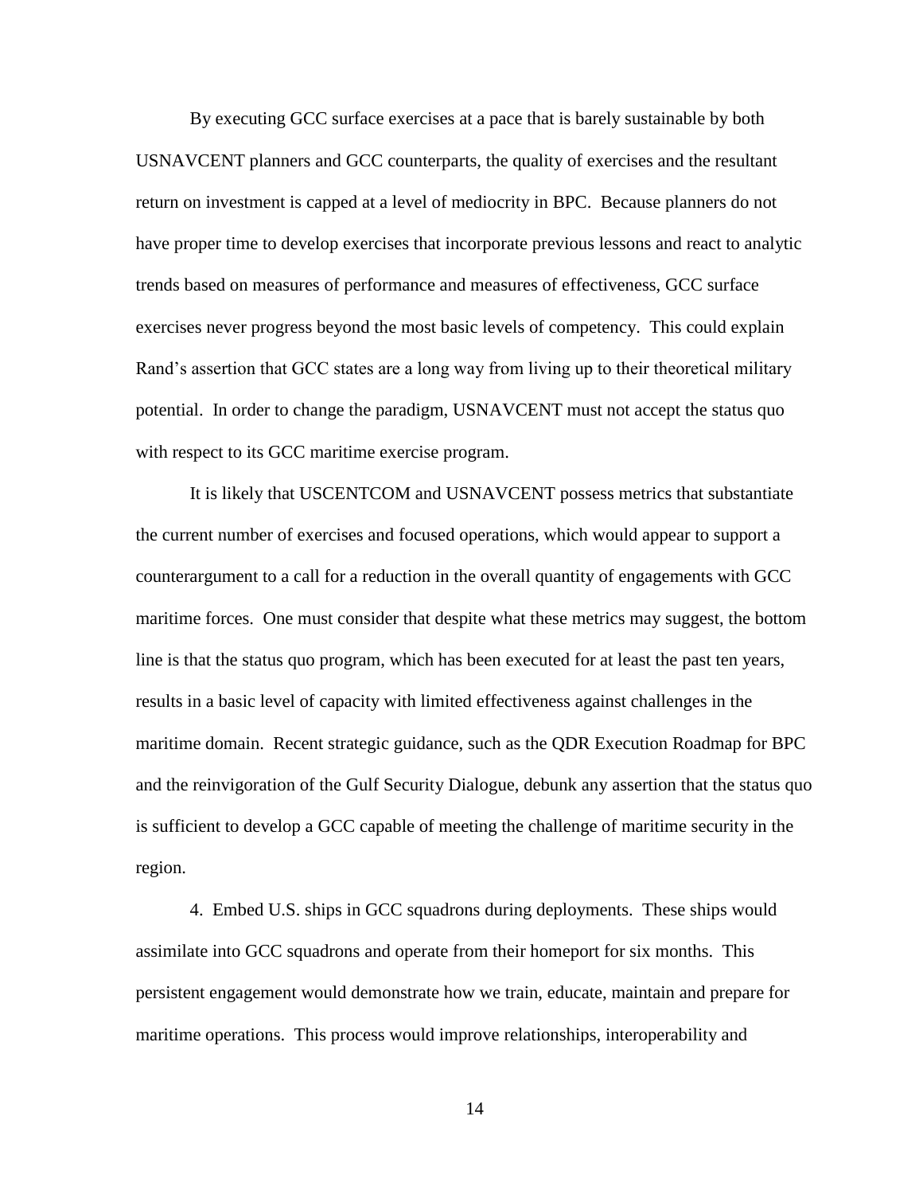By executing GCC surface exercises at a pace that is barely sustainable by both USNAVCENT planners and GCC counterparts, the quality of exercises and the resultant return on investment is capped at a level of mediocrity in BPC. Because planners do not have proper time to develop exercises that incorporate previous lessons and react to analytic trends based on measures of performance and measures of effectiveness, GCC surface exercises never progress beyond the most basic levels of competency. This could explain Rand's assertion that GCC states are a long way from living up to their theoretical military potential. In order to change the paradigm, USNAVCENT must not accept the status quo with respect to its GCC maritime exercise program.

It is likely that USCENTCOM and USNAVCENT possess metrics that substantiate the current number of exercises and focused operations, which would appear to support a counterargument to a call for a reduction in the overall quantity of engagements with GCC maritime forces. One must consider that despite what these metrics may suggest, the bottom line is that the status quo program, which has been executed for at least the past ten years, results in a basic level of capacity with limited effectiveness against challenges in the maritime domain. Recent strategic guidance, such as the QDR Execution Roadmap for BPC and the reinvigoration of the Gulf Security Dialogue, debunk any assertion that the status quo is sufficient to develop a GCC capable of meeting the challenge of maritime security in the region.

4. Embed U.S. ships in GCC squadrons during deployments. These ships would assimilate into GCC squadrons and operate from their homeport for six months. This persistent engagement would demonstrate how we train, educate, maintain and prepare for maritime operations. This process would improve relationships, interoperability and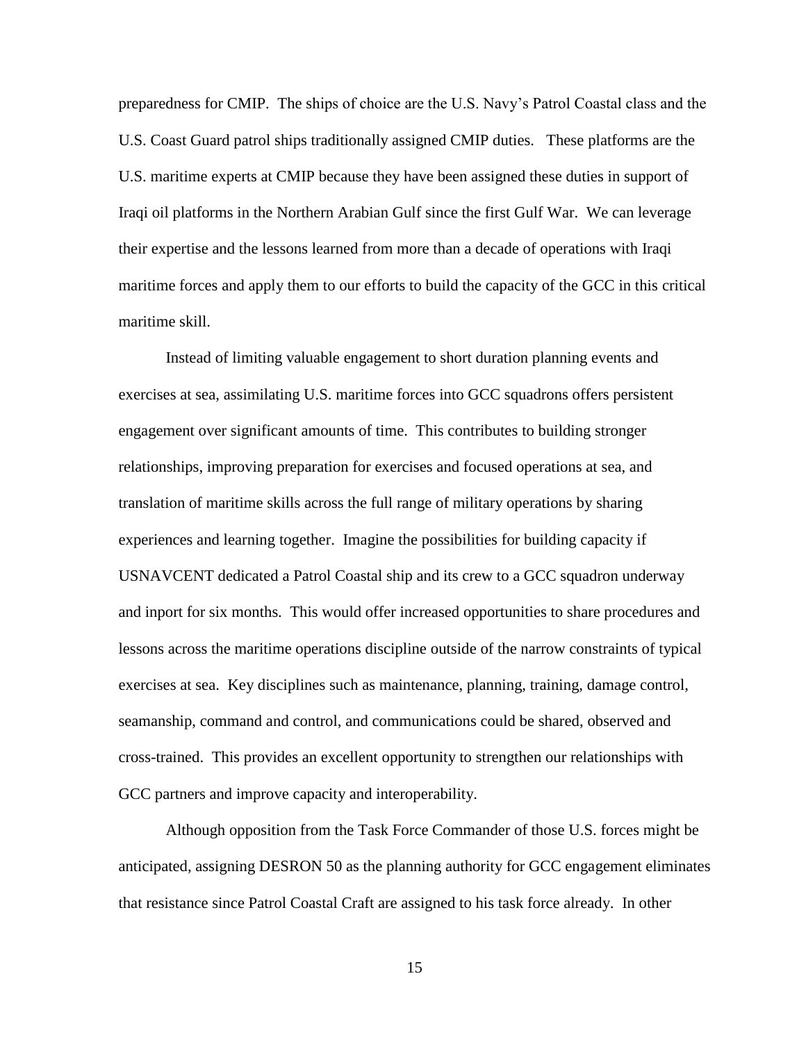preparedness for CMIP. The ships of choice are the U.S. Navy's Patrol Coastal class and the U.S. Coast Guard patrol ships traditionally assigned CMIP duties. These platforms are the U.S. maritime experts at CMIP because they have been assigned these duties in support of Iraqi oil platforms in the Northern Arabian Gulf since the first Gulf War. We can leverage their expertise and the lessons learned from more than a decade of operations with Iraqi maritime forces and apply them to our efforts to build the capacity of the GCC in this critical maritime skill.

Instead of limiting valuable engagement to short duration planning events and exercises at sea, assimilating U.S. maritime forces into GCC squadrons offers persistent engagement over significant amounts of time. This contributes to building stronger relationships, improving preparation for exercises and focused operations at sea, and translation of maritime skills across the full range of military operations by sharing experiences and learning together. Imagine the possibilities for building capacity if USNAVCENT dedicated a Patrol Coastal ship and its crew to a GCC squadron underway and inport for six months. This would offer increased opportunities to share procedures and lessons across the maritime operations discipline outside of the narrow constraints of typical exercises at sea. Key disciplines such as maintenance, planning, training, damage control, seamanship, command and control, and communications could be shared, observed and cross-trained. This provides an excellent opportunity to strengthen our relationships with GCC partners and improve capacity and interoperability.

Although opposition from the Task Force Commander of those U.S. forces might be anticipated, assigning DESRON 50 as the planning authority for GCC engagement eliminates that resistance since Patrol Coastal Craft are assigned to his task force already. In other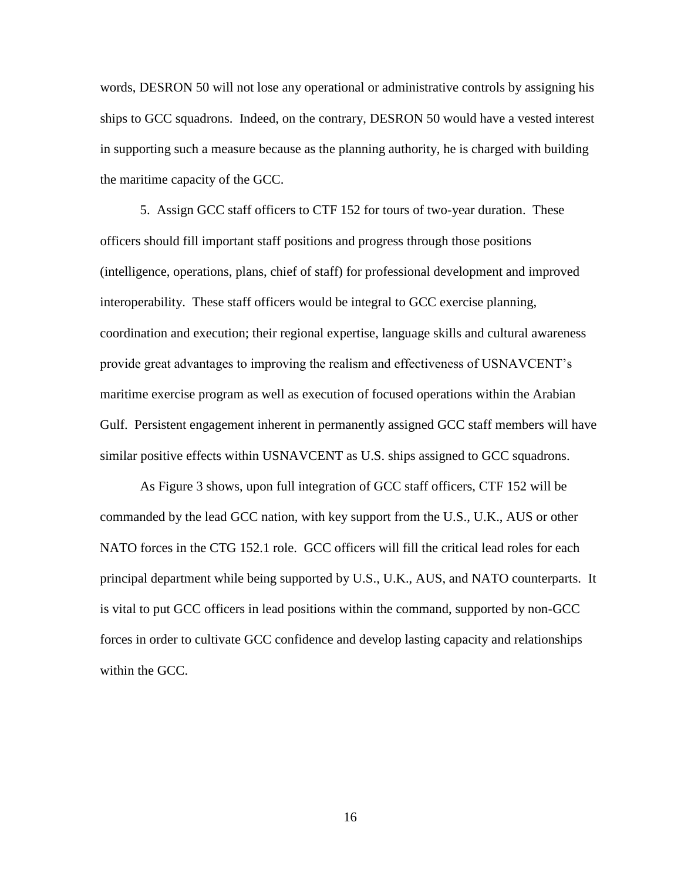words, DESRON 50 will not lose any operational or administrative controls by assigning his ships to GCC squadrons. Indeed, on the contrary, DESRON 50 would have a vested interest in supporting such a measure because as the planning authority, he is charged with building the maritime capacity of the GCC.

5. Assign GCC staff officers to CTF 152 for tours of two-year duration. These officers should fill important staff positions and progress through those positions (intelligence, operations, plans, chief of staff) for professional development and improved interoperability. These staff officers would be integral to GCC exercise planning, coordination and execution; their regional expertise, language skills and cultural awareness provide great advantages to improving the realism and effectiveness of USNAVCENT's maritime exercise program as well as execution of focused operations within the Arabian Gulf. Persistent engagement inherent in permanently assigned GCC staff members will have similar positive effects within USNAVCENT as U.S. ships assigned to GCC squadrons.

As Figure 3 shows, upon full integration of GCC staff officers, CTF 152 will be commanded by the lead GCC nation, with key support from the U.S., U.K., AUS or other NATO forces in the CTG 152.1 role. GCC officers will fill the critical lead roles for each principal department while being supported by U.S., U.K., AUS, and NATO counterparts. It is vital to put GCC officers in lead positions within the command, supported by non-GCC forces in order to cultivate GCC confidence and develop lasting capacity and relationships within the GCC.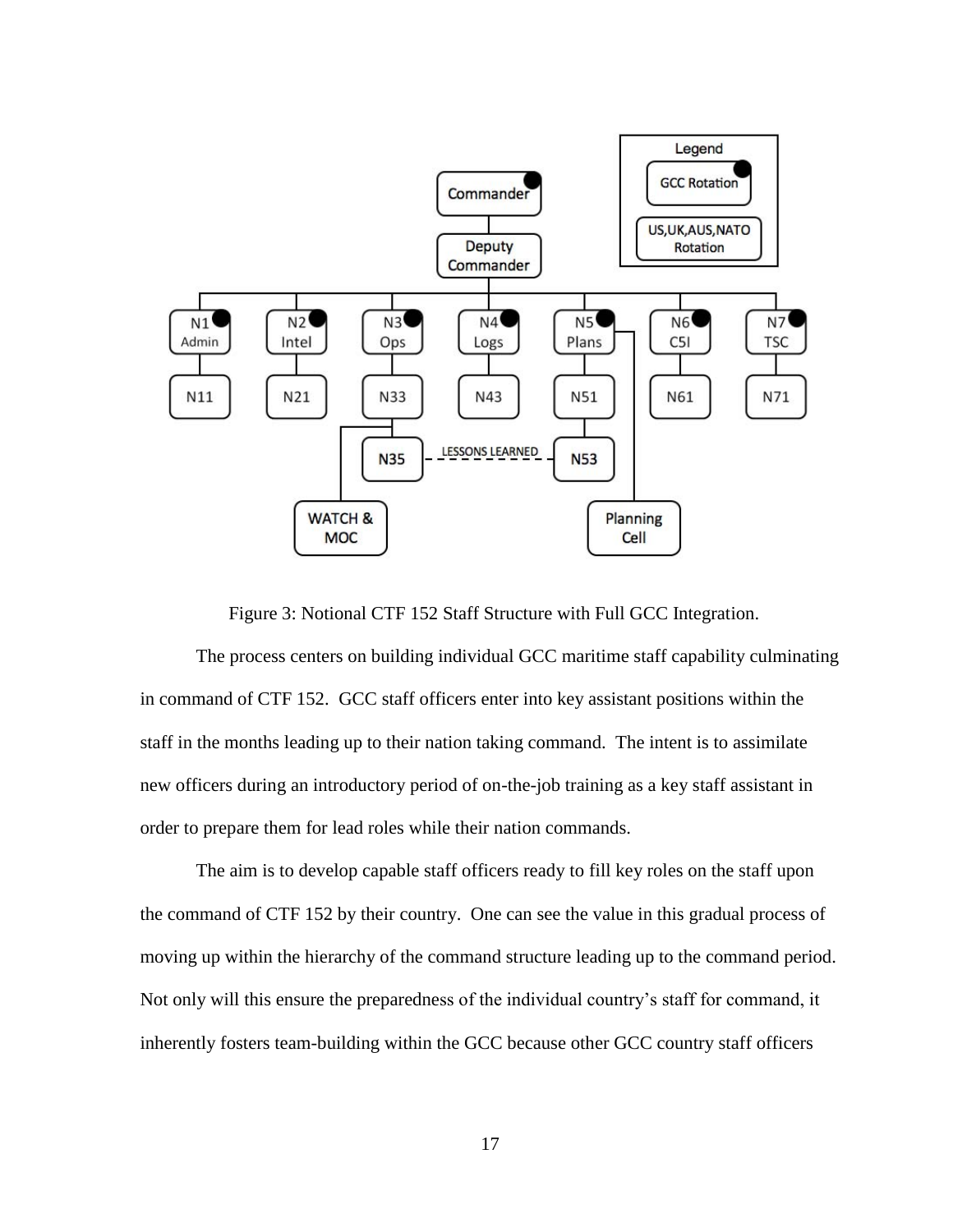Figure 3: Notional CTF 152 Staff Structure with Full GCC Integration.

The process centers on building individual GCC maritime staff capability culminating in command of CTF 152. GCC staff officers enter into key assistant positions within the staff in the months leading up to their nation taking command. The intent is to assimilate new officers during an introductory period of on-the-job training as a key staff assistant in order to prepare them for lead roles while their nation commands.

The aim is to develop capable staff officers ready to fill key roles on the staff upon the command of CTF 152 by their country. One can see the value in this gradual process of moving up within the hierarchy of the command structure leading up to the command period. Not only will this ensure the preparedness of the individual country's staff for command, it inherently fosters team-building within the GCC because other GCC country staff officers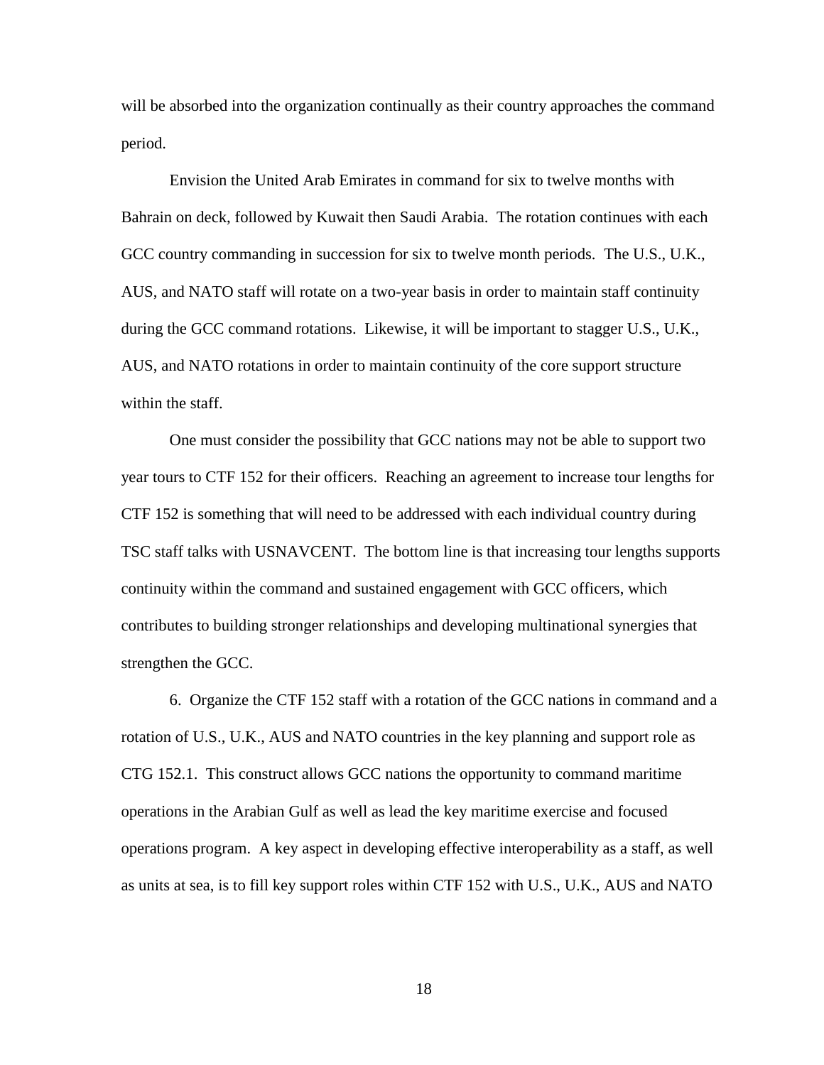will be absorbed into the organization continually as their country approaches the command period.

Envision the United Arab Emirates in command for six to twelve months with Bahrain on deck, followed by Kuwait then Saudi Arabia. The rotation continues with each GCC country commanding in succession for six to twelve month periods. The U.S., U.K., AUS, and NATO staff will rotate on a two-year basis in order to maintain staff continuity during the GCC command rotations. Likewise, it will be important to stagger U.S., U.K., AUS, and NATO rotations in order to maintain continuity of the core support structure within the staff.

One must consider the possibility that GCC nations may not be able to support two year tours to CTF 152 for their officers. Reaching an agreement to increase tour lengths for CTF 152 is something that will need to be addressed with each individual country during TSC staff talks with USNAVCENT. The bottom line is that increasing tour lengths supports continuity within the command and sustained engagement with GCC officers, which contributes to building stronger relationships and developing multinational synergies that strengthen the GCC.

6. Organize the CTF 152 staff with a rotation of the GCC nations in command and a rotation of U.S., U.K., AUS and NATO countries in the key planning and support role as CTG 152.1. This construct allows GCC nations the opportunity to command maritime operations in the Arabian Gulf as well as lead the key maritime exercise and focused operations program. A key aspect in developing effective interoperability as a staff, as well as units at sea, is to fill key support roles within CTF 152 with U.S., U.K., AUS and NATO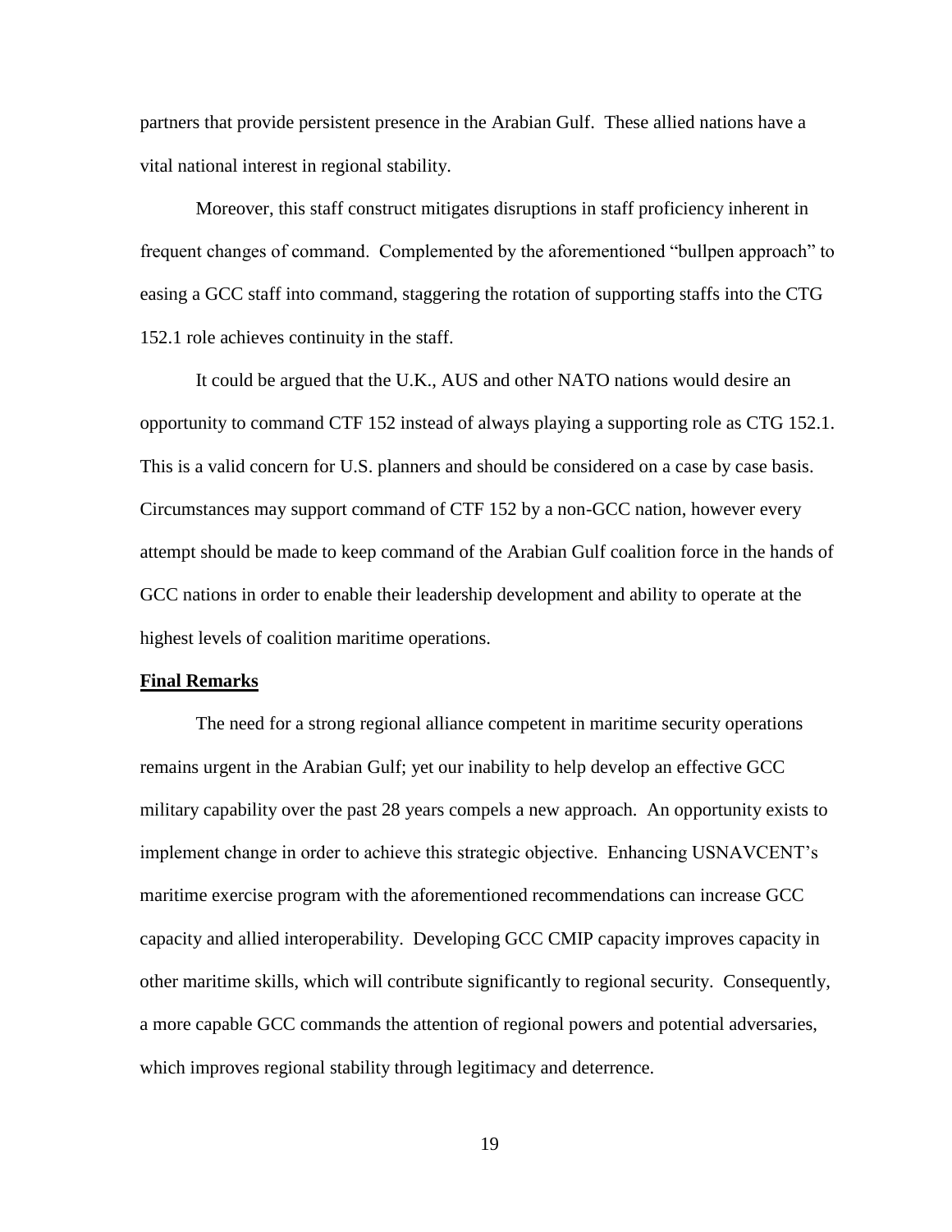partners that provide persistent presence in the Arabian Gulf. These allied nations have a vital national interest in regional stability.

Moreover, this staff construct mitigates disruptions in staff proficiency inherent in frequent changes of command. Complemented by the aforementioned "bullpen approach" to easing a GCC staff into command, staggering the rotation of supporting staffs into the CTG 152.1 role achieves continuity in the staff.

It could be argued that the U.K., AUS and other NATO nations would desire an opportunity to command CTF 152 instead of always playing a supporting role as CTG 152.1. This is a valid concern for U.S. planners and should be considered on a case by case basis. Circumstances may support command of CTF 152 by a non-GCC nation, however every attempt should be made to keep command of the Arabian Gulf coalition force in the hands of GCC nations in order to enable their leadership development and ability to operate at the highest levels of coalition maritime operations.

## Final Remarks

The need for a strong regional alliance competent in maritime security operations remains urgent in the Arabian Gulf; yet our inability to help develop an effective GCC military capability over the past 28 years compels a new approach. An opportunity exists to implement change in order to achieve this strategic objective. Enhancing USNAVCENT's maritime exercise program with the aforementioned recommendations can increase GCC capacity and allied interoperability. Developing GCC CMIP capacity improves capacity in other maritime skills, which will contribute significantly to regional security. Consequently, a more capable GCC commands the attention of regional powers and potential adversaries, which improves regional stability through legitimacy and deterrence.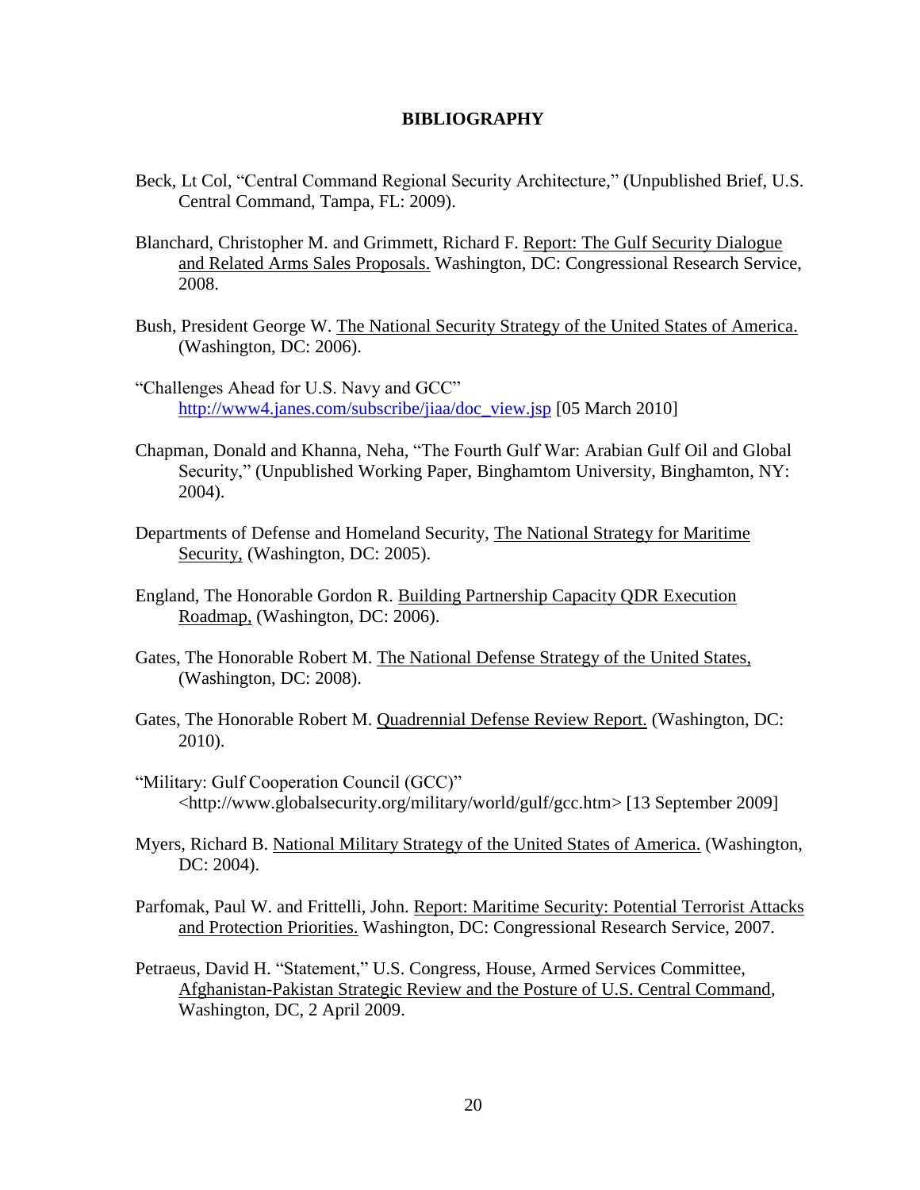# BIBLIOGRAPHY

Beck, Lt Col, "Central Command Regional Security Architecture," (Unpublished Brief, U.S. Central Command, Tampa, FL: 2009).

Blanchard, Christopher M. and Grimmett, Richard F. Report: The Gulf Security Dialogue and Related Arms Sales Proposals. Washington, DC: Congressional Research Service, 2008.

Bush, President George W. The National Security Strategy of the United States of America. (Washington, DC: 2006).

"Challenges Ahead for U.S. Navy and GCC" http://www4.janes.com/subscribe/jiaa/doc_view.jsp [05 March 2010]

Chapman, Donald and Khanna, Neha, "The Fourth Gulf War: Arabian Gulf Oil and Global Security," (Unpublished Working Paper, Binghamtom University, Binghamton, NY: 2004).

Departments of Defense and Homeland Security, The National Strategy for Maritime Security, (Washington, DC: 2005).

England, The Honorable Gordon R. Building Partnership Capacity QDR Execution Roadmap, (Washington, DC: 2006).

Gates, The Honorable Robert M. The National Defense Strategy of the United States, (Washington, DC: 2008).

Gates, The Honorable Robert M. Quadrennial Defense Review Report. (Washington, DC: 2010).

"Military: Gulf Cooperation Council (GCC)" <http://www.globalsecurity.org/military/world/gulf/gcc.htm> [13 September 2009]

Myers, Richard B. National Military Strategy of the United States of America. (Washington, DC: 2004).

Parfomak, Paul W. and Frittelli, John. Report: Maritime Security: Potential Terrorist Attacks and Protection Priorities. Washington, DC: Congressional Research Service, 2007.

Petraeus, David H. "Statement," U.S. Congress, House, Armed Services Committee, Afghanistan-Pakistan Strategic Review and the Posture of U.S. Central Command, Washington, DC, 2 April 2009.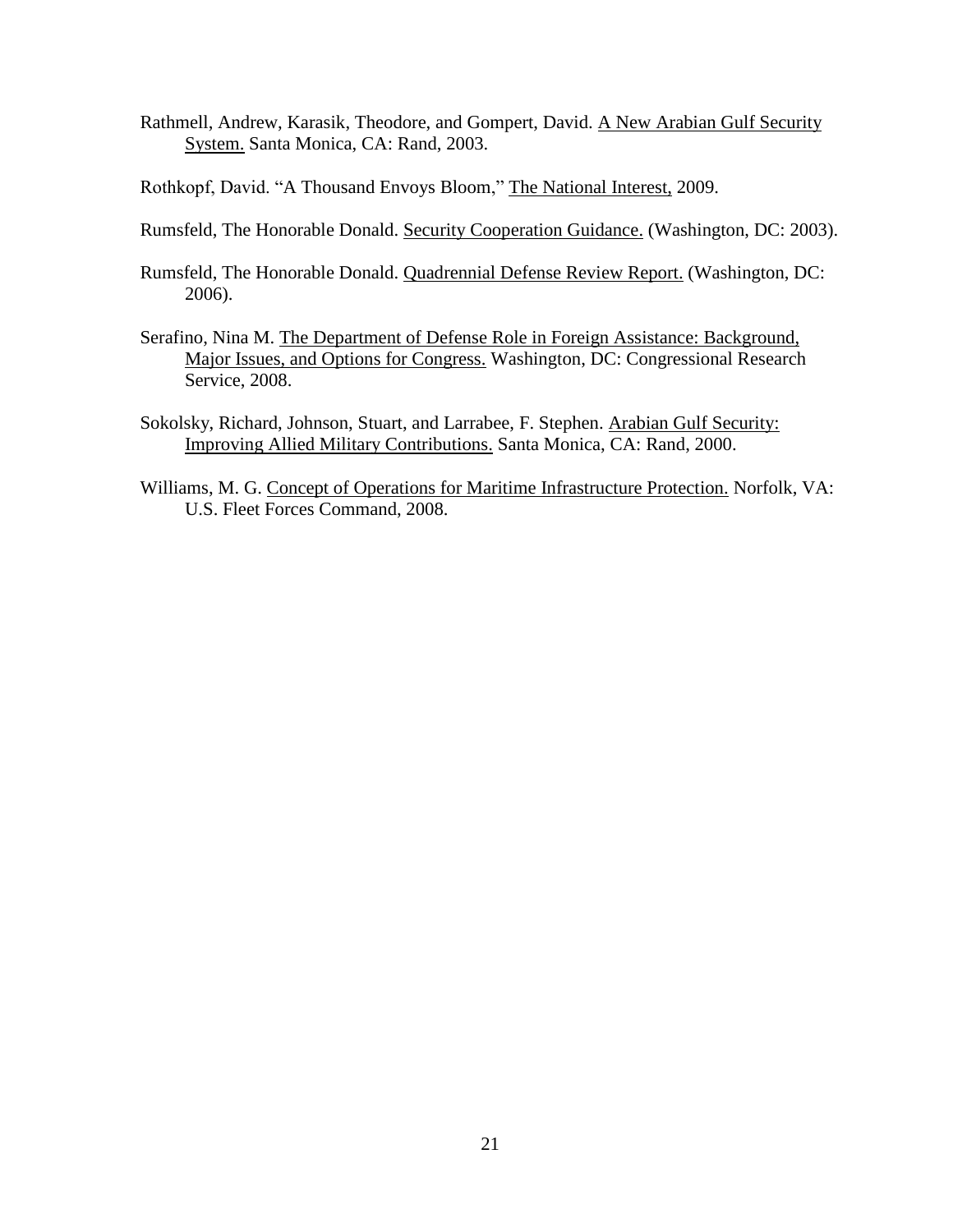Rathmell, Andrew, Karasik, Theodore, and Gompert, David. A New Arabian Gulf Security System. Santa Monica, CA: Rand, 2003.

Rothkopf, David. “A Thousand Envoys Bloom,” The National Interest, 2009.

Rumsfeld, The Honorable Donald. Security Cooperation Guidance. (Washington, DC: 2003).

Rumsfeld, The Honorable Donald. Quadrennial Defense Review Report. (Washington, DC: 2006).

Serafino, Nina M. The Department of Defense Role in Foreign Assistance: Background, Major Issues, and Options for Congress. Washington, DC: Congressional Research Service, 2008.

Sokolsky, Richard, Johnson, Stuart, and Larrabee, F. Stephen. Arabian Gulf Security: Improving Allied Military Contributions. Santa Monica, CA: Rand, 2000.

Williams, M. G. Concept of Operations for Maritime Infrastructure Protection. Norfolk, VA: U.S. Fleet Forces Command, 2008.